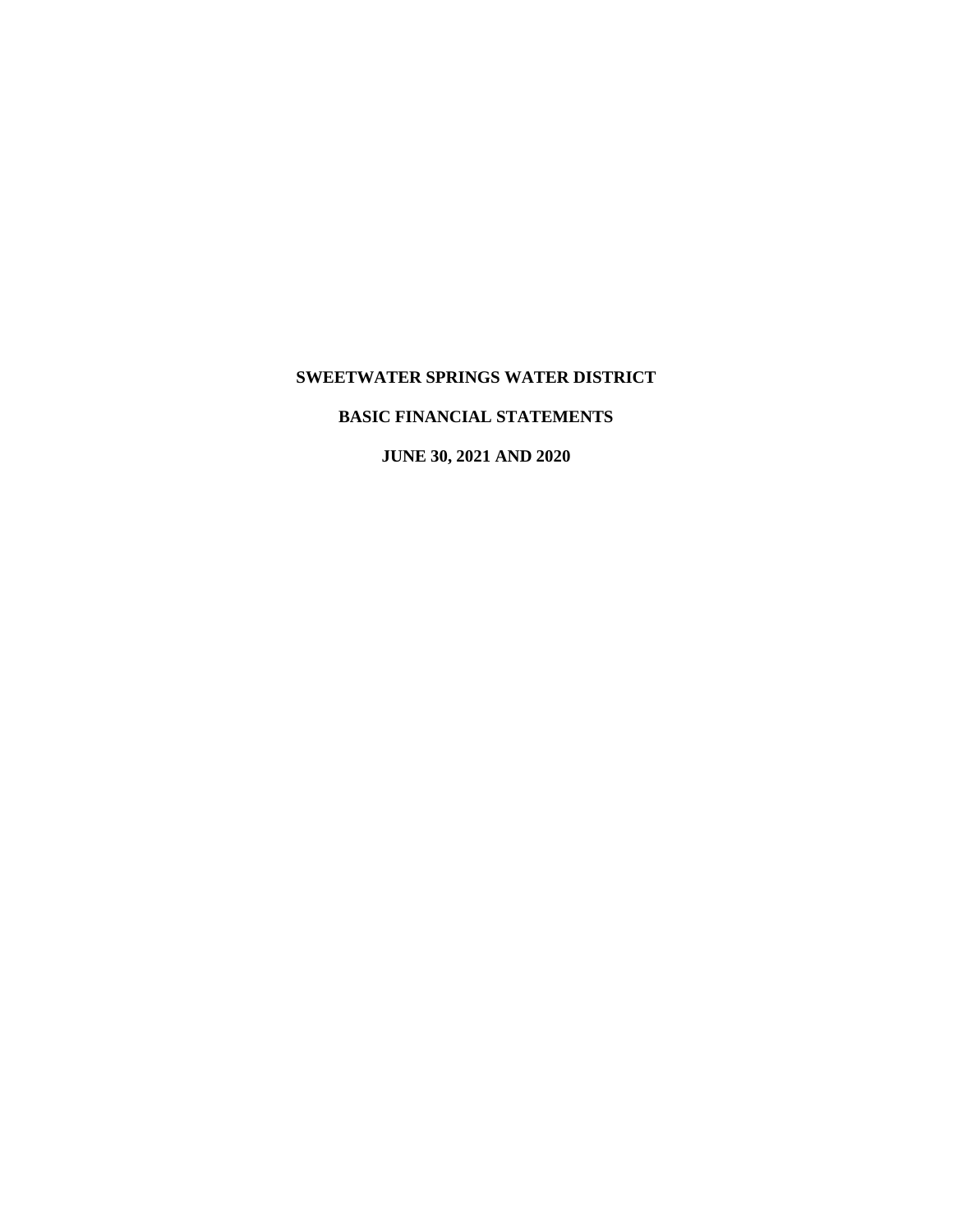# SWEETWATER SPRINGS WATER DISTRICT

## BASIC FINANCIAL STATEMENTS

## JUNE 30, 2021 AND 2020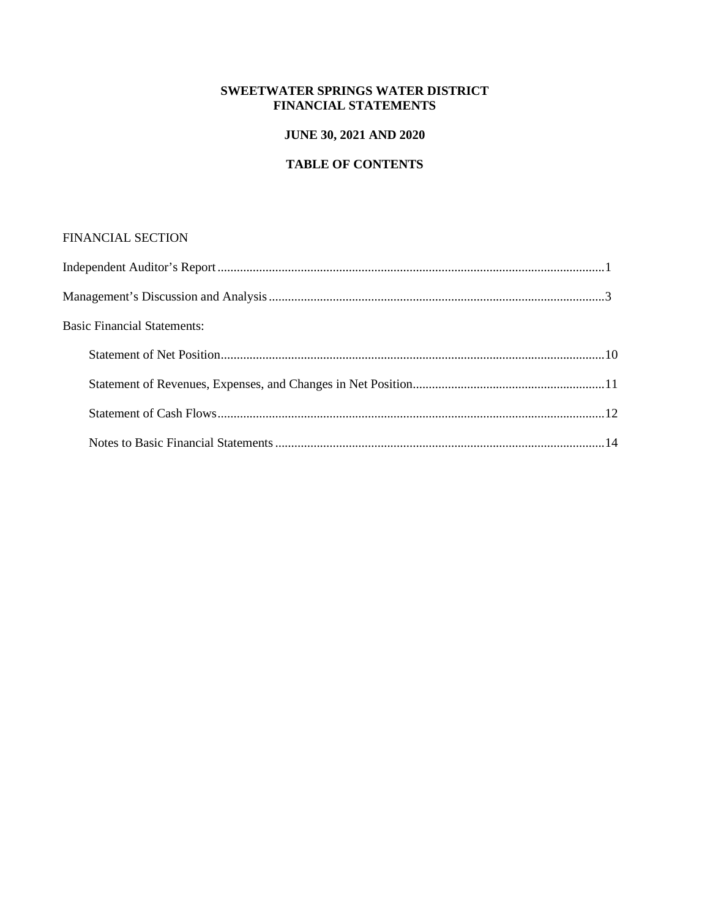# SWEETWATER SPRINGS WATER DISTRICT
# FINANCIAL STATEMENTS

## JUNE 30, 2021 AND 2020

## TABLE OF CONTENTS

FINANCIAL SECTION

| | |
|---|---|
| Independent Auditor's Report | 1 |
| Management's Discussion and Analysis | 3 |
| Basic Financial Statements: | |
| Statement of Net Position | 10 |
| Statement of Revenues, Expenses, and Changes in Net Position | 11 |
| Statement of Cash Flows | 12 |
| Notes to Basic Financial Statements | 14 |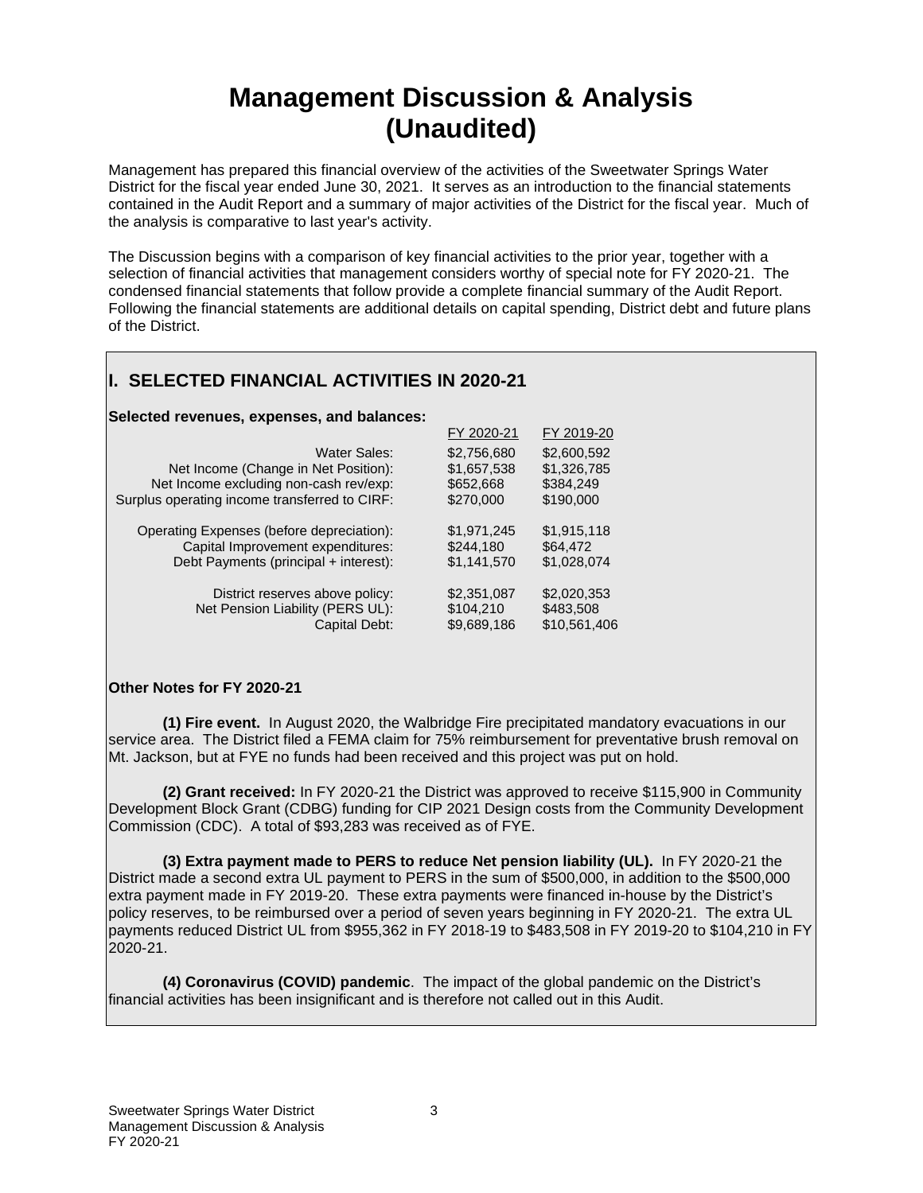# Management Discussion & Analysis (Unaudited)

Management has prepared this financial overview of the activities of the Sweetwater Springs Water District for the fiscal year ended June 30, 2021. It serves as an introduction to the financial statements contained in the Audit Report and a summary of major activities of the District for the fiscal year. Much of the analysis is comparative to last year's activity.

The Discussion begins with a comparison of key financial activities to the prior year, together with a selection of financial activities that management considers worthy of special note for FY 2020-21. The condensed financial statements that follow provide a complete financial summary of the Audit Report. Following the financial statements are additional details on capital spending, District debt and future plans of the District.

## I. SELECTED FINANCIAL ACTIVITIES IN 2020-21

**Selected revenues, expenses, and balances:**

| | FY 2020-21 | FY 2019-20 |
|---|---|---|
| Water Sales: | $2,756,680 | $2,600,592 |
| Net Income (Change in Net Position): | $1,657,538 | $1,326,785 |
| Net Income excluding non-cash rev/exp: | $652,668 | $384,249 |
| Surplus operating income transferred to CIRF: | $270,000 | $190,000 |
| Operating Expenses (before depreciation): | $1,971,245 | $1,915,118 |
| Capital Improvement expenditures: | $244,180 | $64,472 |
| Debt Payments (principal + interest): | $1,141,570 | $1,028,074 |
| District reserves above policy: | $2,351,087 | $2,020,353 |
| Net Pension Liability (PERS UL): | $104,210 | $483,508 |
| Capital Debt: | $9,689,186 | $10,561,406 |

**Other Notes for FY 2020-21**

**(1) Fire event.** In August 2020, the Walbridge Fire precipitated mandatory evacuations in our service area. The District filed a FEMA claim for 75% reimbursement for preventative brush removal on Mt. Jackson, but at FYE no funds had been received and this project was put on hold.

**(2) Grant received:** In FY 2020-21 the District was approved to receive $115,900 in Community Development Block Grant (CDBG) funding for CIP 2021 Design costs from the Community Development Commission (CDC). A total of $93,283 was received as of FYE.

**(3) Extra payment made to PERS to reduce Net pension liability (UL).** In FY 2020-21 the District made a second extra UL payment to PERS in the sum of $500,000, in addition to the $500,000 extra payment made in FY 2019-20. These extra payments were financed in-house by the District's policy reserves, to be reimbursed over a period of seven years beginning in FY 2020-21. The extra UL payments reduced District UL from $955,362 in FY 2018-19 to $483,508 in FY 2019-20 to $104,210 in FY 2020-21.

**(4) Coronavirus (COVID) pandemic**. The impact of the global pandemic on the District's financial activities has been insignificant and is therefore not called out in this Audit.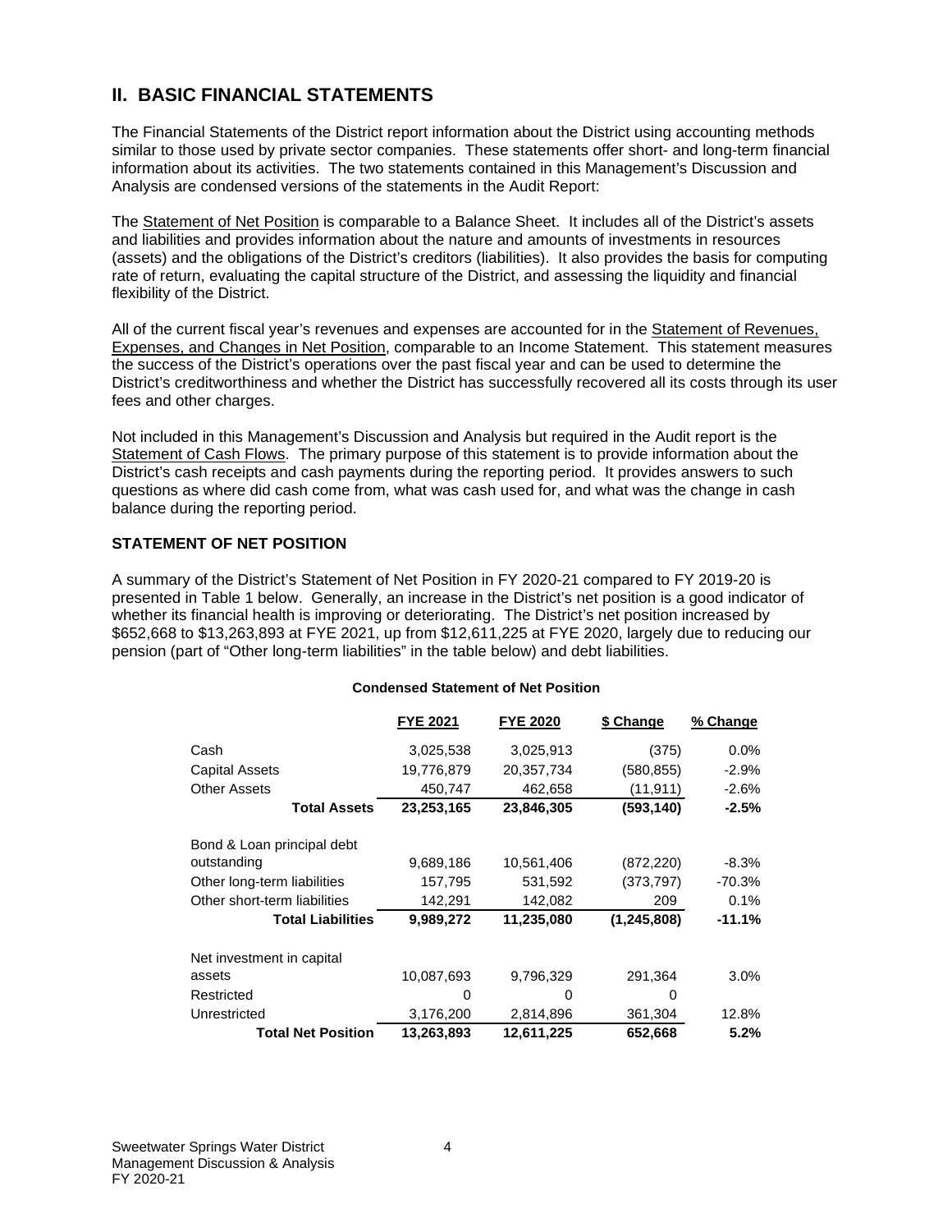## II. BASIC FINANCIAL STATEMENTS

The Financial Statements of the District report information about the District using accounting methods similar to those used by private sector companies. These statements offer short- and long-term financial information about its activities. The two statements contained in this Management's Discussion and Analysis are condensed versions of the statements in the Audit Report:

The Statement of Net Position is comparable to a Balance Sheet. It includes all of the District's assets and liabilities and provides information about the nature and amounts of investments in resources (assets) and the obligations of the District's creditors (liabilities). It also provides the basis for computing rate of return, evaluating the capital structure of the District, and assessing the liquidity and financial flexibility of the District.

All of the current fiscal year's revenues and expenses are accounted for in the Statement of Revenues, Expenses, and Changes in Net Position, comparable to an Income Statement. This statement measures the success of the District's operations over the past fiscal year and can be used to determine the District's creditworthiness and whether the District has successfully recovered all its costs through its user fees and other charges.

Not included in this Management's Discussion and Analysis but required in the Audit report is the Statement of Cash Flows. The primary purpose of this statement is to provide information about the District's cash receipts and cash payments during the reporting period. It provides answers to such questions as where did cash come from, what was cash used for, and what was the change in cash balance during the reporting period.

### STATEMENT OF NET POSITION

A summary of the District's Statement of Net Position in FY 2020-21 compared to FY 2019-20 is presented in Table 1 below. Generally, an increase in the District's net position is a good indicator of whether its financial health is improving or deteriorating. The District's net position increased by $652,668 to $13,263,893 at FYE 2021, up from $12,611,225 at FYE 2020, largely due to reducing our pension (part of "Other long-term liabilities" in the table below) and debt liabilities.

**Condensed Statement of Net Position**

| | FYE 2021 | FYE 2020 | $ Change | % Change |
|---|---|---|---|---|
| Cash | 3,025,538 | 3,025,913 | (375) | 0.0% |
| Capital Assets | 19,776,879 | 20,357,734 | (580,855) | -2.9% |
| Other Assets | 450,747 | 462,658 | (11,911) | -2.6% |
| **Total Assets** | **23,253,165** | **23,846,305** | **(593,140)** | **-2.5%** |
| Bond & Loan principal debt outstanding | 9,689,186 | 10,561,406 | (872,220) | -8.3% |
| Other long-term liabilities | 157,795 | 531,592 | (373,797) | -70.3% |
| Other short-term liabilities | 142,291 | 142,082 | 209 | 0.1% |
| **Total Liabilities** | **9,989,272** | **11,235,080** | **(1,245,808)** | **-11.1%** |
| Net investment in capital assets | 10,087,693 | 9,796,329 | 291,364 | 3.0% |
| Restricted | 0 | 0 | 0 | |
| Unrestricted | 3,176,200 | 2,814,896 | 361,304 | 12.8% |
| **Total Net Position** | **13,263,893** | **12,611,225** | **652,668** | **5.2%** |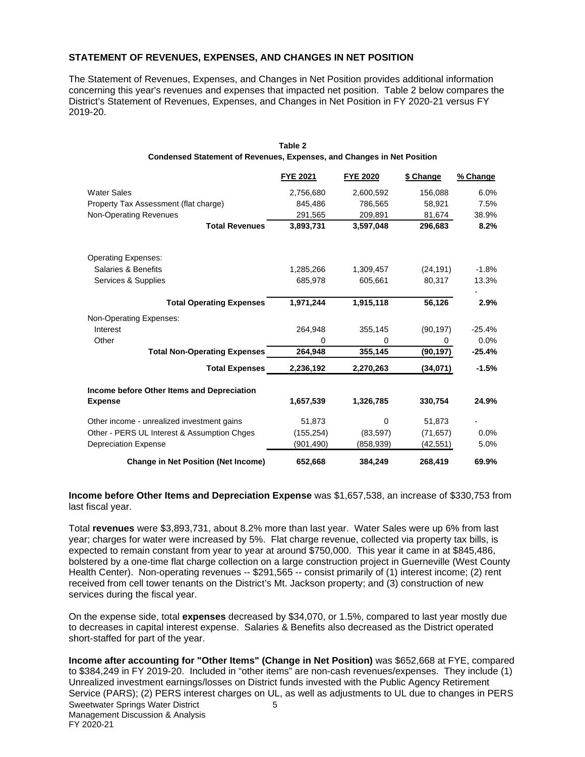## STATEMENT OF REVENUES, EXPENSES, AND CHANGES IN NET POSITION

The Statement of Revenues, Expenses, and Changes in Net Position provides additional information concerning this year's revenues and expenses that impacted net position. Table 2 below compares the District's Statement of Revenues, Expenses, and Changes in Net Position in FY 2020-21 versus FY 2019-20.

**Table 2**
**Condensed Statement of Revenues, Expenses, and Changes in Net Position**

| | FYE 2021 | FYE 2020 | $ Change | % Change |
|---|---|---|---|---|
| Water Sales | 2,756,680 | 2,600,592 | 156,088 | 6.0% |
| Property Tax Assessment (flat charge) | 845,486 | 786,565 | 58,921 | 7.5% |
| Non-Operating Revenues | 291,565 | 209,891 | 81,674 | 38.9% |
| **Total Revenues** | **3,893,731** | **3,597,048** | **296,683** | **8.2%** |
| Operating Expenses: | | | | |
| Salaries & Benefits | 1,285,266 | 1,309,457 | (24,191) | -1.8% |
| Services & Supplies | 685,978 | 605,661 | 80,317 | 13.3% |
| | | | | - |
| **Total Operating Expenses** | **1,971,244** | **1,915,118** | **56,126** | **2.9%** |
| Non-Operating Expenses: | | | | |
| Interest | 264,948 | 355,145 | (90,197) | -25.4% |
| Other | 0 | 0 | 0 | 0.0% |
| **Total Non-Operating Expenses** | **264,948** | **355,145** | **(90,197)** | **-25.4%** |
| **Total Expenses** | **2,236,192** | **2,270,263** | **(34,071)** | **-1.5%** |
| **Income before Other Items and Depreciation Expense** | **1,657,539** | **1,326,785** | **330,754** | **24.9%** |
| Other income - unrealized investment gains | 51,873 | 0 | 51,873 | - |
| Other - PERS UL Interest & Assumption Chges | (155,254) | (83,597) | (71,657) | 0.0% |
| Depreciation Expense | (901,490) | (858,939) | (42,551) | 5.0% |
| **Change in Net Position (Net Income)** | **652,668** | **384,249** | **268,419** | **69.9%** |

**Income before Other Items and Depreciation Expense** was $1,657,538, an increase of $330,753 from last fiscal year.

Total **revenues** were $3,893,731, about 8.2% more than last year. Water Sales were up 6% from last year; charges for water were increased by 5%. Flat charge revenue, collected via property tax bills, is expected to remain constant from year to year at around $750,000. This year it came in at $845,486, bolstered by a one-time flat charge collection on a large construction project in Guerneville (West County Health Center). Non-operating revenues -- $291,565 -- consist primarily of (1) interest income; (2) rent received from cell tower tenants on the District's Mt. Jackson property; and (3) construction of new services during the fiscal year.

On the expense side, total **expenses** decreased by $34,070, or 1.5%, compared to last year mostly due to decreases in capital interest expense. Salaries & Benefits also decreased as the District operated short-staffed for part of the year.

**Income after accounting for "Other Items" (Change in Net Position)** was $652,668 at FYE, compared to $384,249 in FY 2019-20. Included in "other items" are non-cash revenues/expenses. They include (1) Unrealized investment earnings/losses on District funds invested with the Public Agency Retirement Service (PARS); (2) PERS interest charges on UL, as well as adjustments to UL due to changes in PERS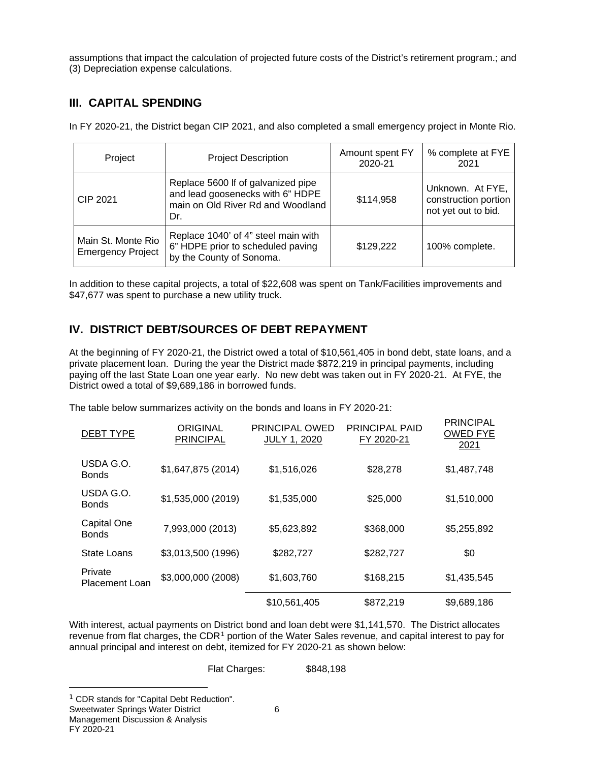assumptions that impact the calculation of projected future costs of the District's retirement program.; and (3) Depreciation expense calculations.

## III. CAPITAL SPENDING

In FY 2020-21, the District began CIP 2021, and also completed a small emergency project in Monte Rio.

| Project | Project Description | Amount spent FY 2020-21 | % complete at FYE 2021 |
|---|---|---|---|
| CIP 2021 | Replace 5600 lf of galvanized pipe and lead goosenecks with 6" HDPE main on Old River Rd and Woodland Dr. | $114,958 | Unknown. At FYE, construction portion not yet out to bid. |
| Main St. Monte Rio Emergency Project | Replace 1040' of 4" steel main with 6" HDPE prior to scheduled paving by the County of Sonoma. | $129,222 | 100% complete. |

In addition to these capital projects, a total of $22,608 was spent on Tank/Facilities improvements and $47,677 was spent to purchase a new utility truck.

## IV. DISTRICT DEBT/SOURCES OF DEBT REPAYMENT

At the beginning of FY 2020-21, the District owed a total of $10,561,405 in bond debt, state loans, and a private placement loan. During the year the District made $872,219 in principal payments, including paying off the last State Loan one year early. No new debt was taken out in FY 2020-21. At FYE, the District owed a total of $9,689,186 in borrowed funds.

The table below summarizes activity on the bonds and loans in FY 2020-21:

| DEBT TYPE | ORIGINAL PRINCIPAL | PRINCIPAL OWED JULY 1, 2020 | PRINCIPAL PAID FY 2020-21 | PRINCIPAL OWED FYE 2021 |
|---|---|---|---|---|
| USDA G.O. Bonds | $1,647,875 (2014) | $1,516,026 | $28,278 | $1,487,748 |
| USDA G.O. Bonds | $1,535,000 (2019) | $1,535,000 | $25,000 | $1,510,000 |
| Capital One Bonds | 7,993,000 (2013) | $5,623,892 | $368,000 | $5,255,892 |
| State Loans | $3,013,500 (1996) | $282,727 | $282,727 | $0 |
| Private Placement Loan | $3,000,000 (2008) | $1,603,760 | $168,215 | $1,435,545 |
| | | $10,561,405 | $872,219 | $9,689,186 |

With interest, actual payments on District bond and loan debt were $1,141,570. The District allocates revenue from flat charges, the CDR[1] portion of the Water Sales revenue, and capital interest to pay for annual principal and interest on debt, itemized for FY 2020-21 as shown below:

Flat Charges: $848,198

[1] CDR stands for "Capital Debt Reduction".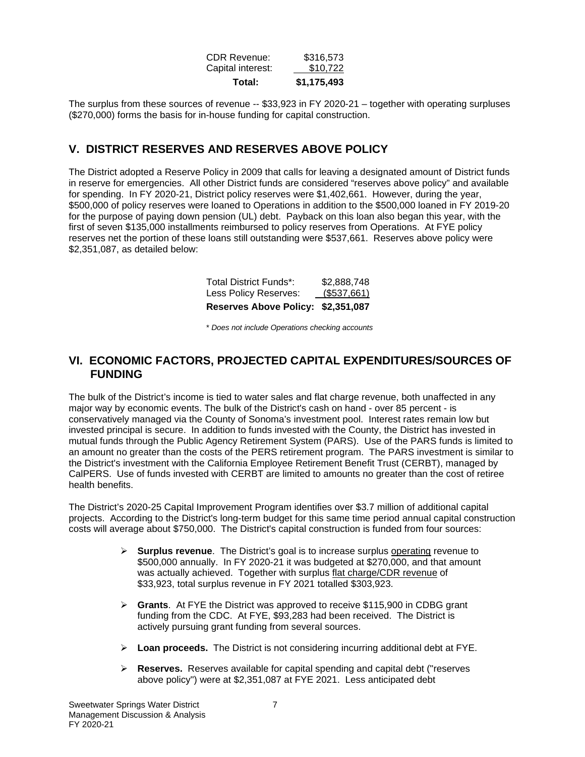| | |
|---|---|
| CDR Revenue: | $316,573 |
| Capital interest: | $10,722 |
| **Total:** | **$1,175,493** |

The surplus from these sources of revenue -- $33,923 in FY 2020-21 – together with operating surpluses ($270,000) forms the basis for in-house funding for capital construction.

## V. DISTRICT RESERVES AND RESERVES ABOVE POLICY

The District adopted a Reserve Policy in 2009 that calls for leaving a designated amount of District funds in reserve for emergencies. All other District funds are considered "reserves above policy" and available for spending. In FY 2020-21, District policy reserves were $1,402,661. However, during the year, $500,000 of policy reserves were loaned to Operations in addition to the $500,000 loaned in FY 2019-20 for the purpose of paying down pension (UL) debt. Payback on this loan also began this year, with the first of seven $135,000 installments reimbursed to policy reserves from Operations. At FYE policy reserves net the portion of these loans still outstanding were $537,661. Reserves above policy were $2,351,087, as detailed below:

| | |
|---|---|
| Total District Funds*: | $2,888,748 |
| Less Policy Reserves: | ($537,661) |
| **Reserves Above Policy:** | **$2,351,087** |

*\* Does not include Operations checking accounts*

## VI. ECONOMIC FACTORS, PROJECTED CAPITAL EXPENDITURES/SOURCES OF FUNDING

The bulk of the District's income is tied to water sales and flat charge revenue, both unaffected in any major way by economic events. The bulk of the District's cash on hand - over 85 percent - is conservatively managed via the County of Sonoma's investment pool. Interest rates remain low but invested principal is secure. In addition to funds invested with the County, the District has invested in mutual funds through the Public Agency Retirement System (PARS). Use of the PARS funds is limited to an amount no greater than the costs of the PERS retirement program. The PARS investment is similar to the District's investment with the California Employee Retirement Benefit Trust (CERBT), managed by CalPERS. Use of funds invested with CERBT are limited to amounts no greater than the cost of retiree health benefits.

The District's 2020-25 Capital Improvement Program identifies over $3.7 million of additional capital projects. According to the District's long-term budget for this same time period annual capital construction costs will average about $750,000. The District's capital construction is funded from four sources:

- **Surplus revenue**. The District's goal is to increase surplus operating revenue to $500,000 annually. In FY 2020-21 it was budgeted at $270,000, and that amount was actually achieved. Together with surplus flat charge/CDR revenue of $33,923, total surplus revenue in FY 2021 totalled $303,923.
- **Grants**. At FYE the District was approved to receive $115,900 in CDBG grant funding from the CDC. At FYE, $93,283 had been received. The District is actively pursuing grant funding from several sources.
- **Loan proceeds.** The District is not considering incurring additional debt at FYE.
- **Reserves.** Reserves available for capital spending and capital debt ("reserves above policy") were at $2,351,087 at FYE 2021. Less anticipated debt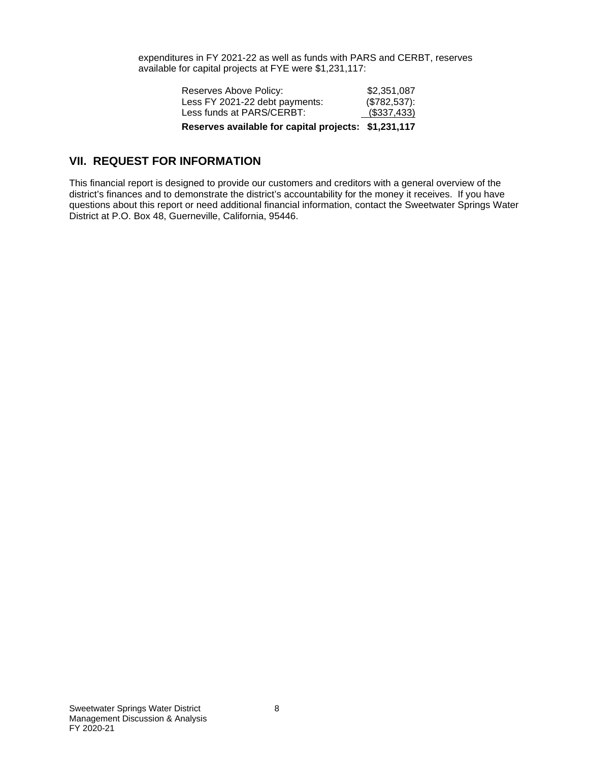expenditures in FY 2021-22 as well as funds with PARS and CERBT, reserves available for capital projects at FYE were $1,231,117:

| | |
|---|---|
| Reserves Above Policy: | $2,351,087 |
| Less FY 2021-22 debt payments: | ($782,537): |
| Less funds at PARS/CERBT: | ($337,433) |
| **Reserves available for capital projects:** | **$1,231,117** |

## VII. REQUEST FOR INFORMATION

This financial report is designed to provide our customers and creditors with a general overview of the district's finances and to demonstrate the district's accountability for the money it receives. If you have questions about this report or need additional financial information, contact the Sweetwater Springs Water District at P.O. Box 48, Guerneville, California, 95446.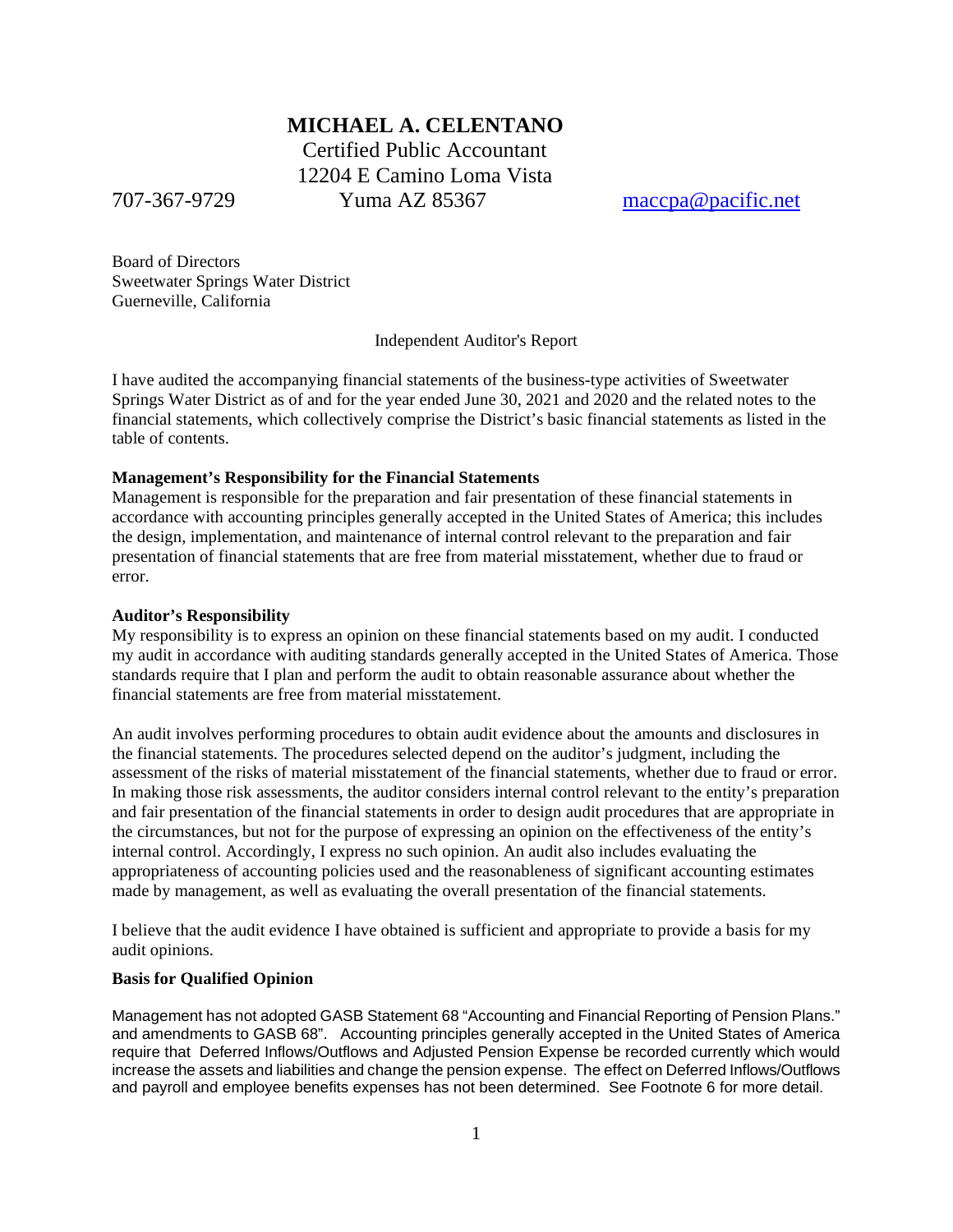# MICHAEL A. CELENTANO

Certified Public Accountant
12204 E Camino Loma Vista
707-367-9729 Yuma AZ 85367 maccpa@pacific.net

Board of Directors
Sweetwater Springs Water District
Guerneville, California

Independent Auditor's Report

I have audited the accompanying financial statements of the business-type activities of Sweetwater Springs Water District as of and for the year ended June 30, 2021 and 2020 and the related notes to the financial statements, which collectively comprise the District's basic financial statements as listed in the table of contents.

**Management's Responsibility for the Financial Statements**
Management is responsible for the preparation and fair presentation of these financial statements in accordance with accounting principles generally accepted in the United States of America; this includes the design, implementation, and maintenance of internal control relevant to the preparation and fair presentation of financial statements that are free from material misstatement, whether due to fraud or error.

**Auditor's Responsibility**
My responsibility is to express an opinion on these financial statements based on my audit. I conducted my audit in accordance with auditing standards generally accepted in the United States of America. Those standards require that I plan and perform the audit to obtain reasonable assurance about whether the financial statements are free from material misstatement.

An audit involves performing procedures to obtain audit evidence about the amounts and disclosures in the financial statements. The procedures selected depend on the auditor's judgment, including the assessment of the risks of material misstatement of the financial statements, whether due to fraud or error. In making those risk assessments, the auditor considers internal control relevant to the entity's preparation and fair presentation of the financial statements in order to design audit procedures that are appropriate in the circumstances, but not for the purpose of expressing an opinion on the effectiveness of the entity's internal control. Accordingly, I express no such opinion. An audit also includes evaluating the appropriateness of accounting policies used and the reasonableness of significant accounting estimates made by management, as well as evaluating the overall presentation of the financial statements.

I believe that the audit evidence I have obtained is sufficient and appropriate to provide a basis for my audit opinions.

**Basis for Qualified Opinion**

Management has not adopted GASB Statement 68 "Accounting and Financial Reporting of Pension Plans." and amendments to GASB 68". Accounting principles generally accepted in the United States of America require that Deferred Inflows/Outflows and Adjusted Pension Expense be recorded currently which would increase the assets and liabilities and change the pension expense. The effect on Deferred Inflows/Outflows and payroll and employee benefits expenses has not been determined. See Footnote 6 for more detail.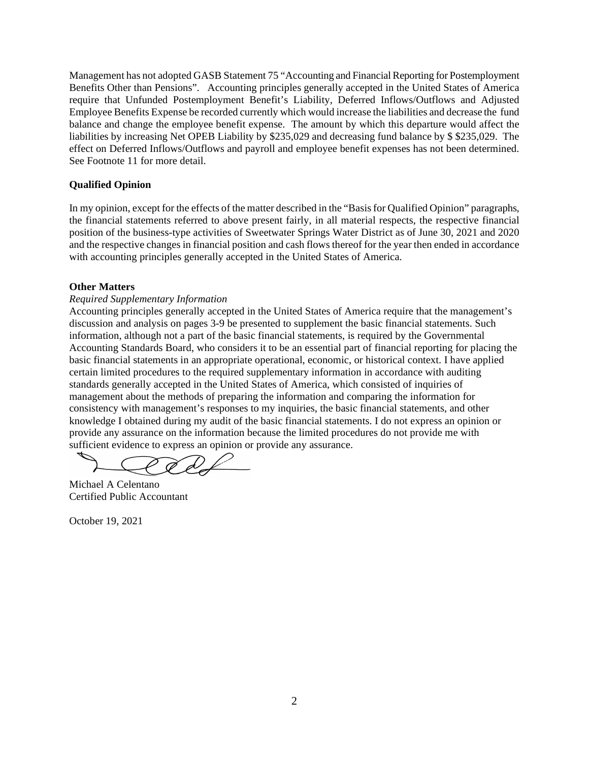Management has not adopted GASB Statement 75 "Accounting and Financial Reporting for Postemployment Benefits Other than Pensions". Accounting principles generally accepted in the United States of America require that Unfunded Postemployment Benefit's Liability, Deferred Inflows/Outflows and Adjusted Employee Benefits Expense be recorded currently which would increase the liabilities and decrease the fund balance and change the employee benefit expense. The amount by which this departure would affect the liabilities by increasing Net OPEB Liability by $235,029 and decreasing fund balance by $ $235,029. The effect on Deferred Inflows/Outflows and payroll and employee benefit expenses has not been determined. See Footnote 11 for more detail.

**Qualified Opinion**

In my opinion, except for the effects of the matter described in the "Basis for Qualified Opinion" paragraphs, the financial statements referred to above present fairly, in all material respects, the respective financial position of the business-type activities of Sweetwater Springs Water District as of June 30, 2021 and 2020 and the respective changes in financial position and cash flows thereof for the year then ended in accordance with accounting principles generally accepted in the United States of America.

**Other Matters**

*Required Supplementary Information*

Accounting principles generally accepted in the United States of America require that the management's discussion and analysis on pages 3-9 be presented to supplement the basic financial statements. Such information, although not a part of the basic financial statements, is required by the Governmental Accounting Standards Board, who considers it to be an essential part of financial reporting for placing the basic financial statements in an appropriate operational, economic, or historical context. I have applied certain limited procedures to the required supplementary information in accordance with auditing standards generally accepted in the United States of America, which consisted of inquiries of management about the methods of preparing the information and comparing the information for consistency with management's responses to my inquiries, the basic financial statements, and other knowledge I obtained during my audit of the basic financial statements. I do not express an opinion or provide any assurance on the information because the limited procedures do not provide me with sufficient evidence to express an opinion or provide any assurance.

Michael A Celentano
Certified Public Accountant

October 19, 2021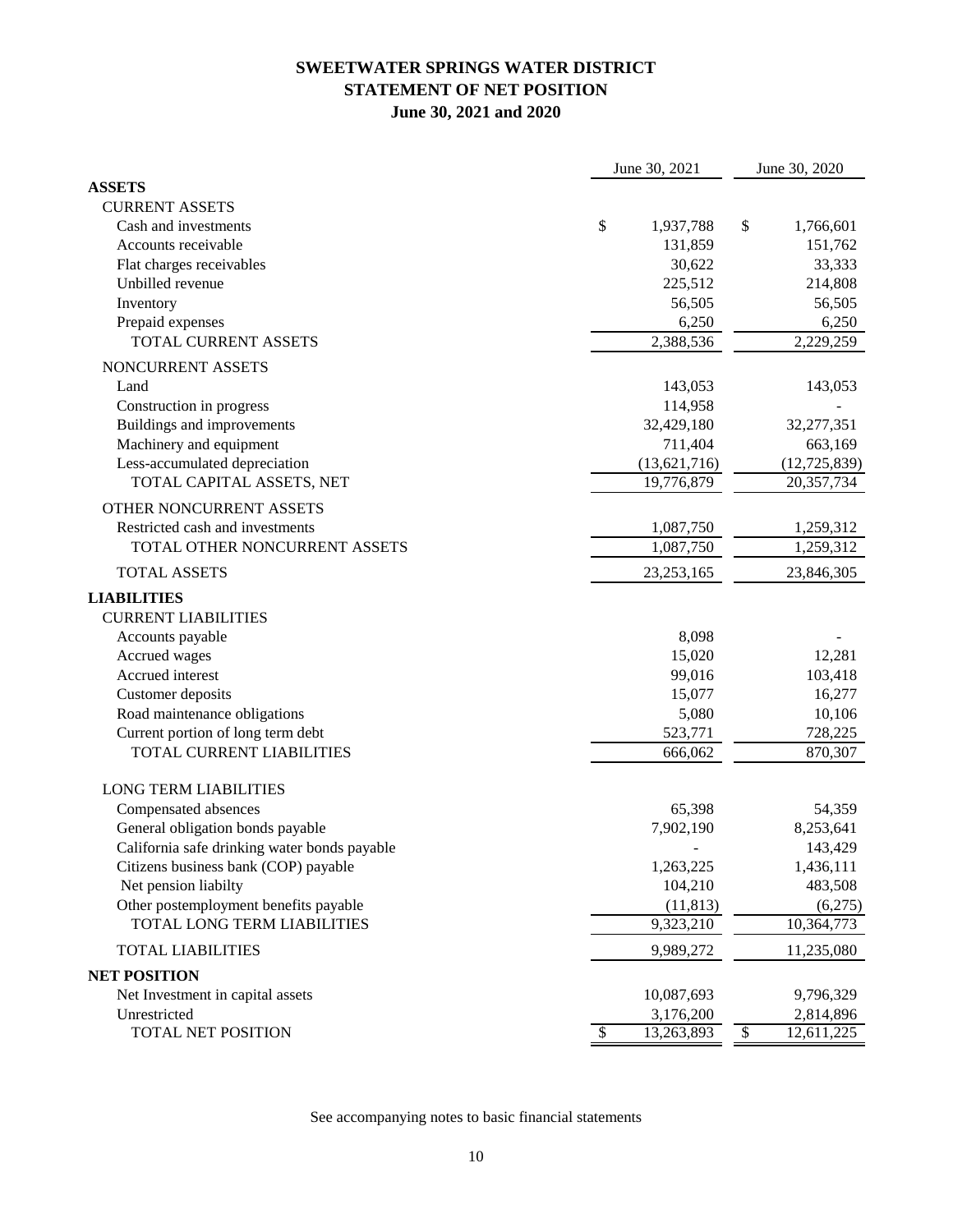# SWEETWATER SPRINGS WATER DISTRICT
## STATEMENT OF NET POSITION
### June 30, 2021 and 2020

| | June 30, 2021 | June 30, 2020 |
|---|---|---|
| **ASSETS** | | |
| CURRENT ASSETS | | |
| Cash and investments | $ 1,937,788 | $ 1,766,601 |
| Accounts receivable | 131,859 | 151,762 |
| Flat charges receivables | 30,622 | 33,333 |
| Unbilled revenue | 225,512 | 214,808 |
| Inventory | 56,505 | 56,505 |
| Prepaid expenses | 6,250 | 6,250 |
| TOTAL CURRENT ASSETS | 2,388,536 | 2,229,259 |
| NONCURRENT ASSETS | | |
| Land | 143,053 | 143,053 |
| Construction in progress | 114,958 | - |
| Buildings and improvements | 32,429,180 | 32,277,351 |
| Machinery and equipment | 711,404 | 663,169 |
| Less-accumulated depreciation | (13,621,716) | (12,725,839) |
| TOTAL CAPITAL ASSETS, NET | 19,776,879 | 20,357,734 |
| OTHER NONCURRENT ASSETS | | |
| Restricted cash and investments | 1,087,750 | 1,259,312 |
| TOTAL OTHER NONCURRENT ASSETS | 1,087,750 | 1,259,312 |
| TOTAL ASSETS | 23,253,165 | 23,846,305 |
| **LIABILITIES** | | |
| CURRENT LIABILITIES | | |
| Accounts payable | 8,098 | - |
| Accrued wages | 15,020 | 12,281 |
| Accrued interest | 99,016 | 103,418 |
| Customer deposits | 15,077 | 16,277 |
| Road maintenance obligations | 5,080 | 10,106 |
| Current portion of long term debt | 523,771 | 728,225 |
| TOTAL CURRENT LIABILITIES | 666,062 | 870,307 |
| LONG TERM LIABILITIES | | |
| Compensated absences | 65,398 | 54,359 |
| General obligation bonds payable | 7,902,190 | 8,253,641 |
| California safe drinking water bonds payable | - | 143,429 |
| Citizens business bank (COP) payable | 1,263,225 | 1,436,111 |
| Net pension liabilty | 104,210 | 483,508 |
| Other postemployment benefits payable | (11,813) | (6,275) |
| TOTAL LONG TERM LIABILITIES | 9,323,210 | 10,364,773 |
| TOTAL LIABILITIES | 9,989,272 | 11,235,080 |
| **NET POSITION** | | |
| Net Investment in capital assets | 10,087,693 | 9,796,329 |
| Unrestricted | 3,176,200 | 2,814,896 |
| TOTAL NET POSITION | $ 13,263,893 | $ 12,611,225 |

See accompanying notes to basic financial statements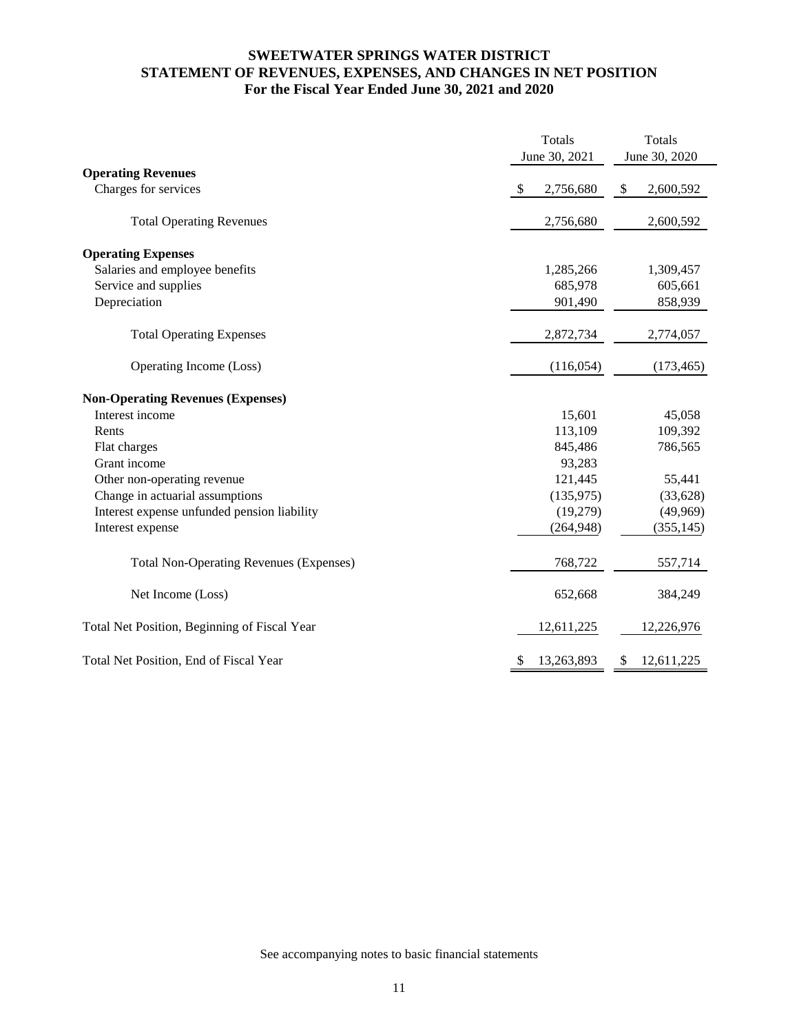# SWEETWATER SPRINGS WATER DISTRICT
## STATEMENT OF REVENUES, EXPENSES, AND CHANGES IN NET POSITION
### For the Fiscal Year Ended June 30, 2021 and 2020

| | Totals June 30, 2021 | Totals June 30, 2020 |
|---|---|---|
| **Operating Revenues** | | |
| Charges for services | $ 2,756,680 | $ 2,600,592 |
| Total Operating Revenues | 2,756,680 | 2,600,592 |
| **Operating Expenses** | | |
| Salaries and employee benefits | 1,285,266 | 1,309,457 |
| Service and supplies | 685,978 | 605,661 |
| Depreciation | 901,490 | 858,939 |
| Total Operating Expenses | 2,872,734 | 2,774,057 |
| Operating Income (Loss) | (116,054) | (173,465) |
| **Non-Operating Revenues (Expenses)** | | |
| Interest income | 15,601 | 45,058 |
| Rents | 113,109 | 109,392 |
| Flat charges | 845,486 | 786,565 |
| Grant income | 93,283 | |
| Other non-operating revenue | 121,445 | 55,441 |
| Change in actuarial assumptions | (135,975) | (33,628) |
| Interest expense unfunded pension liability | (19,279) | (49,969) |
| Interest expense | (264,948) | (355,145) |
| Total Non-Operating Revenues (Expenses) | 768,722 | 557,714 |
| Net Income (Loss) | 652,668 | 384,249 |
| Total Net Position, Beginning of Fiscal Year | 12,611,225 | 12,226,976 |
| Total Net Position, End of Fiscal Year | $ 13,263,893 | $ 12,611,225 |

See accompanying notes to basic financial statements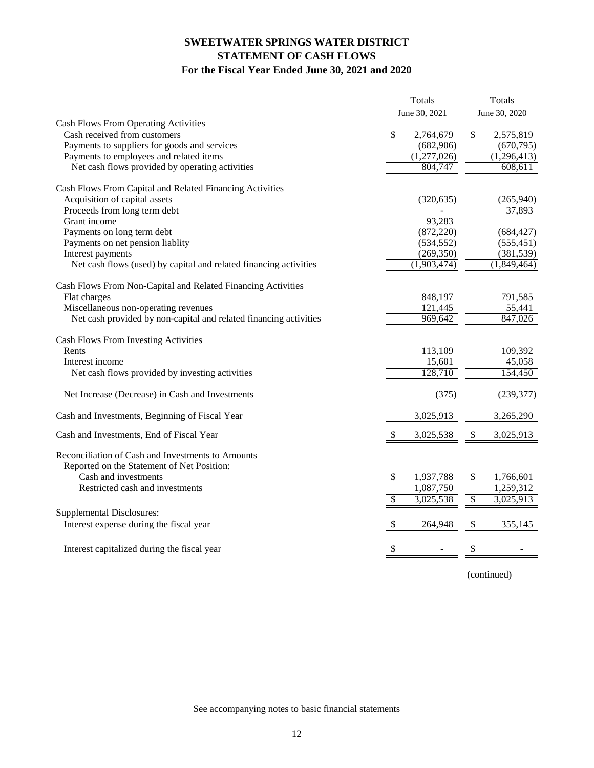# SWEETWATER SPRINGS WATER DISTRICT
## STATEMENT OF CASH FLOWS
### For the Fiscal Year Ended June 30, 2021 and 2020

| | Totals June 30, 2021 | Totals June 30, 2020 |
|---|---|---|
| **Cash Flows From Operating Activities** | | |
| Cash received from customers | $ 2,764,679 | $ 2,575,819 |
| Payments to suppliers for goods and services | (682,906) | (670,795) |
| Payments to employees and related items | (1,277,026) | (1,296,413) |
| Net cash flows provided by operating activities | 804,747 | 608,611 |
| **Cash Flows From Capital and Related Financing Activities** | | |
| Acquisition of capital assets | (320,635) | (265,940) |
| Proceeds from long term debt | - | 37,893 |
| Grant income | 93,283 | |
| Payments on long term debt | (872,220) | (684,427) |
| Payments on net pension liablity | (534,552) | (555,451) |
| Interest payments | (269,350) | (381,539) |
| Net cash flows (used) by capital and related financing activities | (1,903,474) | (1,849,464) |
| **Cash Flows From Non-Capital and Related Financing Activities** | | |
| Flat charges | 848,197 | 791,585 |
| Miscellaneous non-operating revenues | 121,445 | 55,441 |
| Net cash provided by non-capital and related financing activities | 969,642 | 847,026 |
| **Cash Flows From Investing Activities** | | |
| Rents | 113,109 | 109,392 |
| Interest income | 15,601 | 45,058 |
| Net cash flows provided by investing activities | 128,710 | 154,450 |
| Net Increase (Decrease) in Cash and Investments | (375) | (239,377) |
| Cash and Investments, Beginning of Fiscal Year | 3,025,913 | 3,265,290 |
| Cash and Investments, End of Fiscal Year | $ 3,025,538 | $ 3,025,913 |
| **Reconciliation of Cash and Investments to Amounts Reported on the Statement of Net Position:** | | |
| Cash and investments | $ 1,937,788 | $ 1,766,601 |
| Restricted cash and investments | 1,087,750 | 1,259,312 |
| | $ 3,025,538 | $ 3,025,913 |
| **Supplemental Disclosures:** | | |
| Interest expense during the fiscal year | $ 264,948 | $ 355,145 |
| Interest capitalized during the fiscal year | $ - | $ - |

(continued)

See accompanying notes to basic financial statements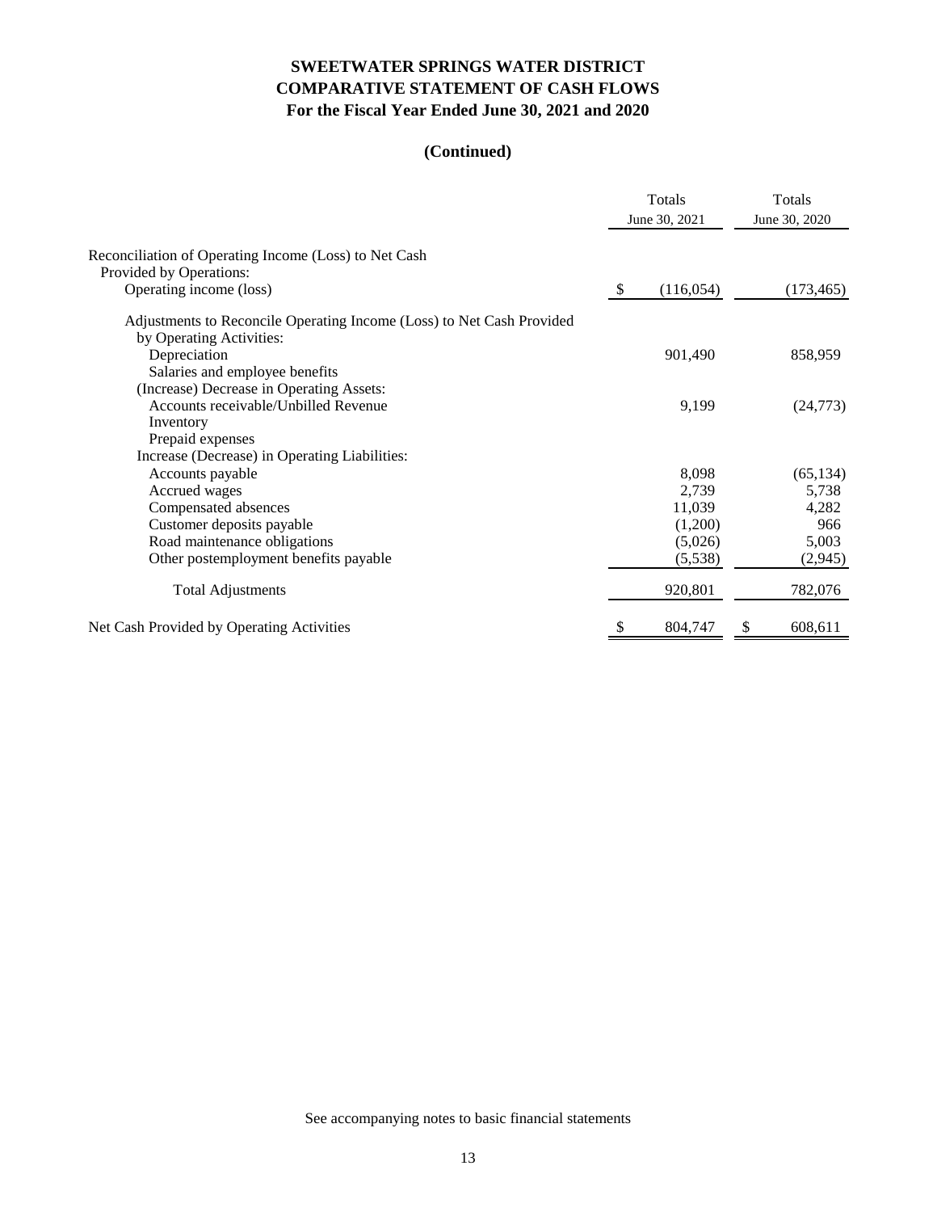# SWEETWATER SPRINGS WATER DISTRICT
## COMPARATIVE STATEMENT OF CASH FLOWS
### For the Fiscal Year Ended June 30, 2021 and 2020

**(Continued)**

| | Totals June 30, 2021 | Totals June 30, 2020 |
|---|---|---|
| Reconciliation of Operating Income (Loss) to Net Cash Provided by Operations: | | |
| Operating income (loss) | $ (116,054) | (173,465) |
| Adjustments to Reconcile Operating Income (Loss) to Net Cash Provided by Operating Activities: | | |
| Depreciation | 901,490 | 858,959 |
| Salaries and employee benefits | | |
| (Increase) Decrease in Operating Assets: | | |
| Accounts receivable/Unbilled Revenue | 9,199 | (24,773) |
| Inventory | | |
| Prepaid expenses | | |
| Increase (Decrease) in Operating Liabilities: | | |
| Accounts payable | 8,098 | (65,134) |
| Accrued wages | 2,739 | 5,738 |
| Compensated absences | 11,039 | 4,282 |
| Customer deposits payable | (1,200) | 966 |
| Road maintenance obligations | (5,026) | 5,003 |
| Other postemployment benefits payable | (5,538) | (2,945) |
| Total Adjustments | 920,801 | 782,076 |
| Net Cash Provided by Operating Activities | $ 804,747 | $ 608,611 |

See accompanying notes to basic financial statements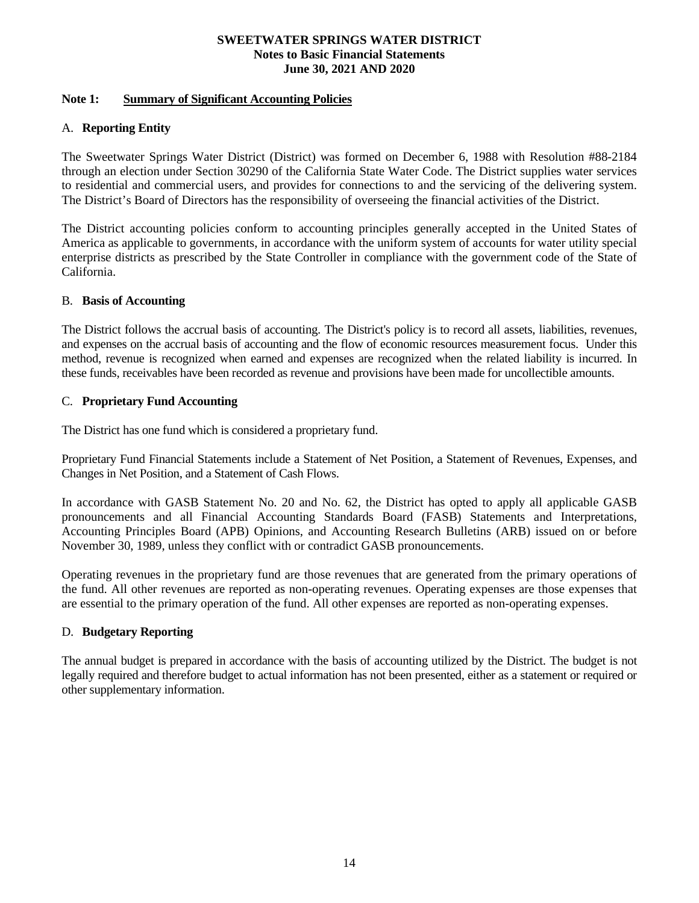# SWEETWATER SPRINGS WATER DISTRICT
## Notes to Basic Financial Statements
## June 30, 2021 AND 2020

### Note 1: Summary of Significant Accounting Policies

#### A. Reporting Entity

The Sweetwater Springs Water District (District) was formed on December 6, 1988 with Resolution #88-2184 through an election under Section 30290 of the California State Water Code. The District supplies water services to residential and commercial users, and provides for connections to and the servicing of the delivering system. The District's Board of Directors has the responsibility of overseeing the financial activities of the District.

The District accounting policies conform to accounting principles generally accepted in the United States of America as applicable to governments, in accordance with the uniform system of accounts for water utility special enterprise districts as prescribed by the State Controller in compliance with the government code of the State of California.

#### B. Basis of Accounting

The District follows the accrual basis of accounting. The District's policy is to record all assets, liabilities, revenues, and expenses on the accrual basis of accounting and the flow of economic resources measurement focus. Under this method, revenue is recognized when earned and expenses are recognized when the related liability is incurred. In these funds, receivables have been recorded as revenue and provisions have been made for uncollectible amounts.

#### C. Proprietary Fund Accounting

The District has one fund which is considered a proprietary fund.

Proprietary Fund Financial Statements include a Statement of Net Position, a Statement of Revenues, Expenses, and Changes in Net Position, and a Statement of Cash Flows.

In accordance with GASB Statement No. 20 and No. 62, the District has opted to apply all applicable GASB pronouncements and all Financial Accounting Standards Board (FASB) Statements and Interpretations, Accounting Principles Board (APB) Opinions, and Accounting Research Bulletins (ARB) issued on or before November 30, 1989, unless they conflict with or contradict GASB pronouncements.

Operating revenues in the proprietary fund are those revenues that are generated from the primary operations of the fund. All other revenues are reported as non-operating revenues. Operating expenses are those expenses that are essential to the primary operation of the fund. All other expenses are reported as non-operating expenses.

#### D. Budgetary Reporting

The annual budget is prepared in accordance with the basis of accounting utilized by the District. The budget is not legally required and therefore budget to actual information has not been presented, either as a statement or required or other supplementary information.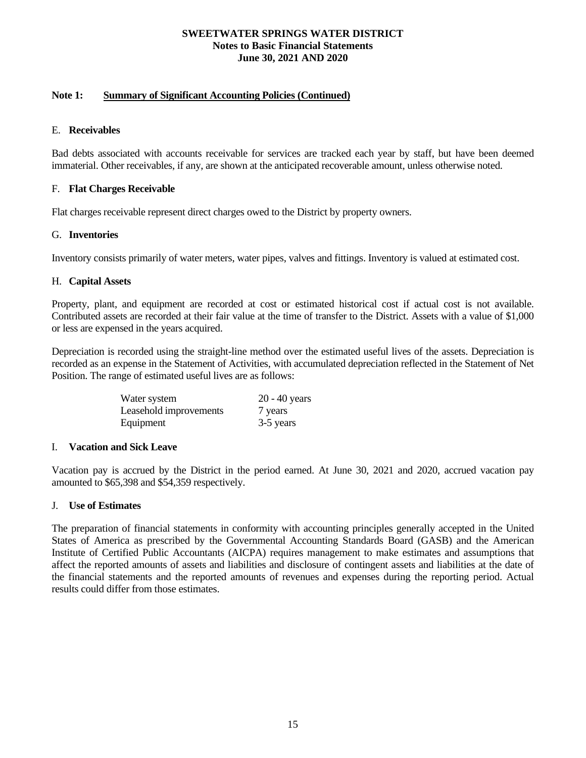## Note 1: Summary of Significant Accounting Policies (Continued)

### E. Receivables

Bad debts associated with accounts receivable for services are tracked each year by staff, but have been deemed immaterial. Other receivables, if any, are shown at the anticipated recoverable amount, unless otherwise noted.

### F. Flat Charges Receivable

Flat charges receivable represent direct charges owed to the District by property owners.

### G. Inventories

Inventory consists primarily of water meters, water pipes, valves and fittings. Inventory is valued at estimated cost.

### H. Capital Assets

Property, plant, and equipment are recorded at cost or estimated historical cost if actual cost is not available. Contributed assets are recorded at their fair value at the time of transfer to the District. Assets with a value of $1,000 or less are expensed in the years acquired.

Depreciation is recorded using the straight-line method over the estimated useful lives of the assets. Depreciation is recorded as an expense in the Statement of Activities, with accumulated depreciation reflected in the Statement of Net Position. The range of estimated useful lives are as follows:

| | |
|---|---|
| Water system | 20 - 40 years |
| Leasehold improvements | 7 years |
| Equipment | 3-5 years |

### I. Vacation and Sick Leave

Vacation pay is accrued by the District in the period earned. At June 30, 2021 and 2020, accrued vacation pay amounted to $65,398 and $54,359 respectively.

### J. Use of Estimates

The preparation of financial statements in conformity with accounting principles generally accepted in the United States of America as prescribed by the Governmental Accounting Standards Board (GASB) and the American Institute of Certified Public Accountants (AICPA) requires management to make estimates and assumptions that affect the reported amounts of assets and liabilities and disclosure of contingent assets and liabilities at the date of the financial statements and the reported amounts of revenues and expenses during the reporting period. Actual results could differ from those estimates.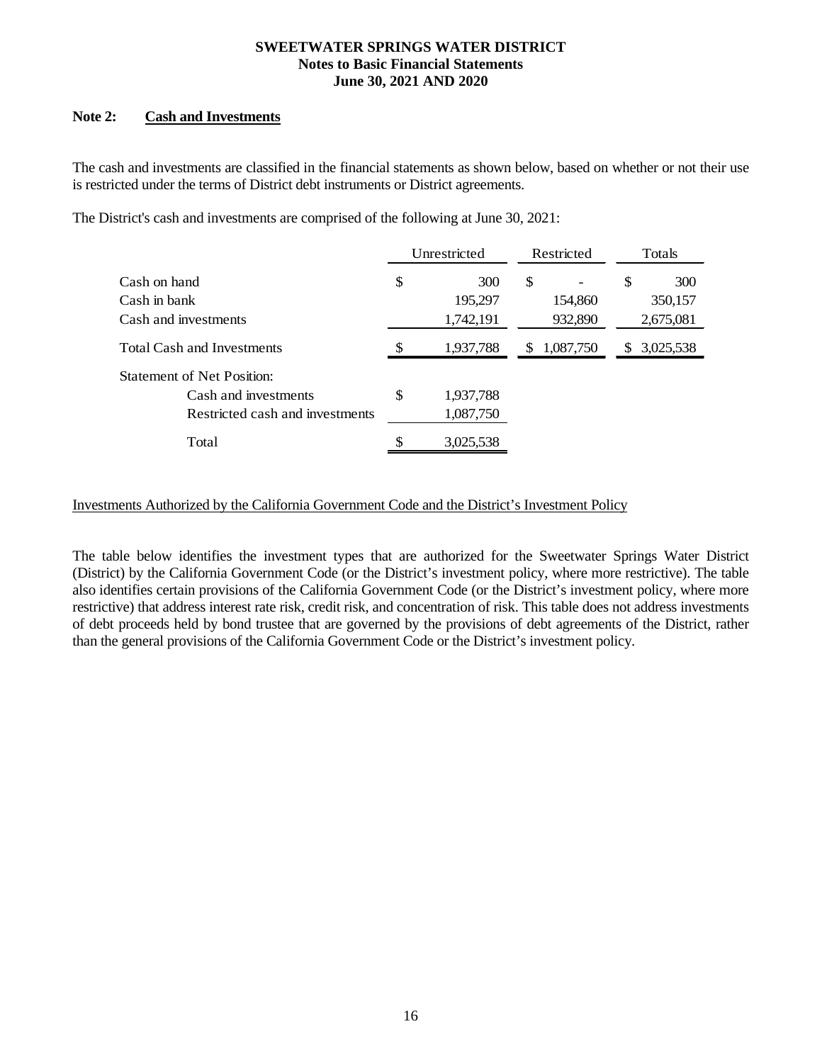**SWEETWATER SPRINGS WATER DISTRICT**
**Notes to Basic Financial Statements**
**June 30, 2021 AND 2020**

**Note 2: Cash and Investments**

The cash and investments are classified in the financial statements as shown below, based on whether or not their use is restricted under the terms of District debt instruments or District agreements.

The District's cash and investments are comprised of the following at June 30, 2021:

| | Unrestricted | Restricted | Totals |
|---|---|---|---|
| Cash on hand | $ 300 | $ - | $ 300 |
| Cash in bank | 195,297 | 154,860 | 350,157 |
| Cash and investments | 1,742,191 | 932,890 | 2,675,081 |
| Total Cash and Investments | $ 1,937,788 | $ 1,087,750 | $ 3,025,538 |
| Statement of Net Position: | | | |
| Cash and investments | $ 1,937,788 | | |
| Restricted cash and investments | 1,087,750 | | |
| Total | $ 3,025,538 | | |

Investments Authorized by the California Government Code and the District's Investment Policy

The table below identifies the investment types that are authorized for the Sweetwater Springs Water District (District) by the California Government Code (or the District's investment policy, where more restrictive). The table also identifies certain provisions of the California Government Code (or the District's investment policy, where more restrictive) that address interest rate risk, credit risk, and concentration of risk. This table does not address investments of debt proceeds held by bond trustee that are governed by the provisions of debt agreements of the District, rather than the general provisions of the California Government Code or the District's investment policy.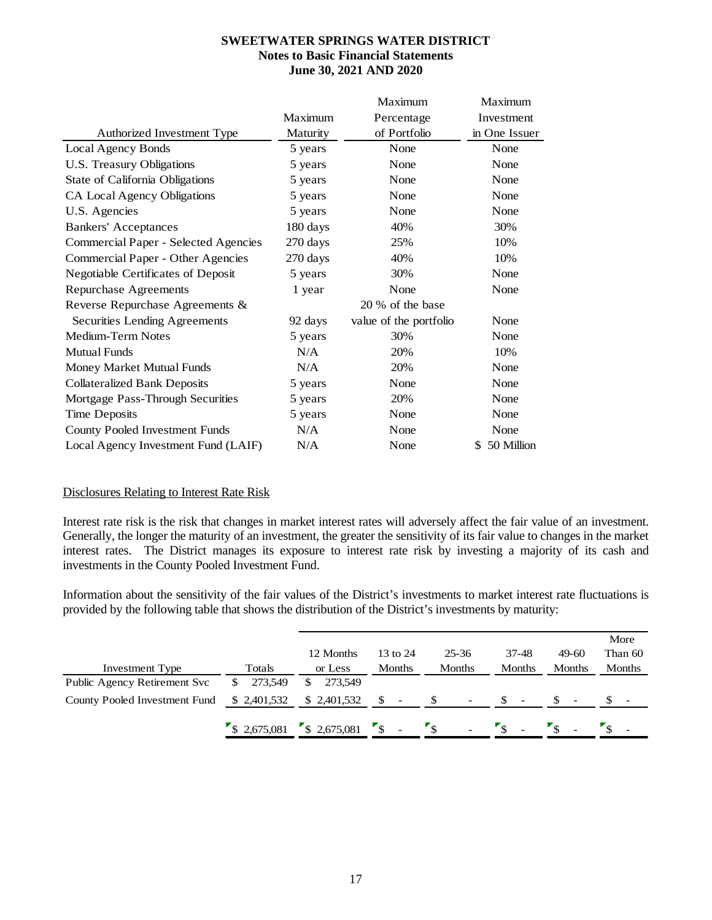**SWEETWATER SPRINGS WATER DISTRICT**
**Notes to Basic Financial Statements**
**June 30, 2021 AND 2020**

| Authorized Investment Type | Maximum Maturity | Maximum Percentage of Portfolio | Maximum Investment in One Issuer |
|---|---|---|---|
| Local Agency Bonds | 5 years | None | None |
| U.S. Treasury Obligations | 5 years | None | None |
| State of California Obligations | 5 years | None | None |
| CA Local Agency Obligations | 5 years | None | None |
| U.S. Agencies | 5 years | None | None |
| Bankers' Acceptances | 180 days | 40% | 30% |
| Commercial Paper - Selected Agencies | 270 days | 25% | 10% |
| Commercial Paper - Other Agencies | 270 days | 40% | 10% |
| Negotiable Certificates of Deposit | 5 years | 30% | None |
| Repurchase Agreements | 1 year | None | None |
| Reverse Repurchase Agreements & Securities Lending Agreements | 92 days | 20 % of the base value of the portfolio | None |
| Medium-Term Notes | 5 years | 30% | None |
| Mutual Funds | N/A | 20% | 10% |
| Money Market Mutual Funds | N/A | 20% | None |
| Collateralized Bank Deposits | 5 years | None | None |
| Mortgage Pass-Through Securities | 5 years | 20% | None |
| Time Deposits | 5 years | None | None |
| County Pooled Investment Funds | N/A | None | None |
| Local Agency Investment Fund (LAIF) | N/A | None | $ 50 Million |

Disclosures Relating to Interest Rate Risk

Interest rate risk is the risk that changes in market interest rates will adversely affect the fair value of an investment. Generally, the longer the maturity of an investment, the greater the sensitivity of its fair value to changes in the market interest rates. The District manages its exposure to interest rate risk by investing a majority of its cash and investments in the County Pooled Investment Fund.

Information about the sensitivity of the fair values of the District's investments to market interest rate fluctuations is provided by the following table that shows the distribution of the District's investments by maturity:

| Investment Type | Totals | 12 Months or Less | 13 to 24 Months | 25-36 Months | 37-48 Months | 49-60 Months | More Than 60 Months |
|---|---|---|---|---|---|---|---|
| Public Agency Retirement Svc | $ 273,549 | $ 273,549 | | | | | |
| County Pooled Investment Fund | $ 2,401,532 | $ 2,401,532 | $ - | $ - | $ - | $ - | $ - |
| | $ 2,675,081 | $ 2,675,081 | $ - | $ - | $ - | $ - | $ - |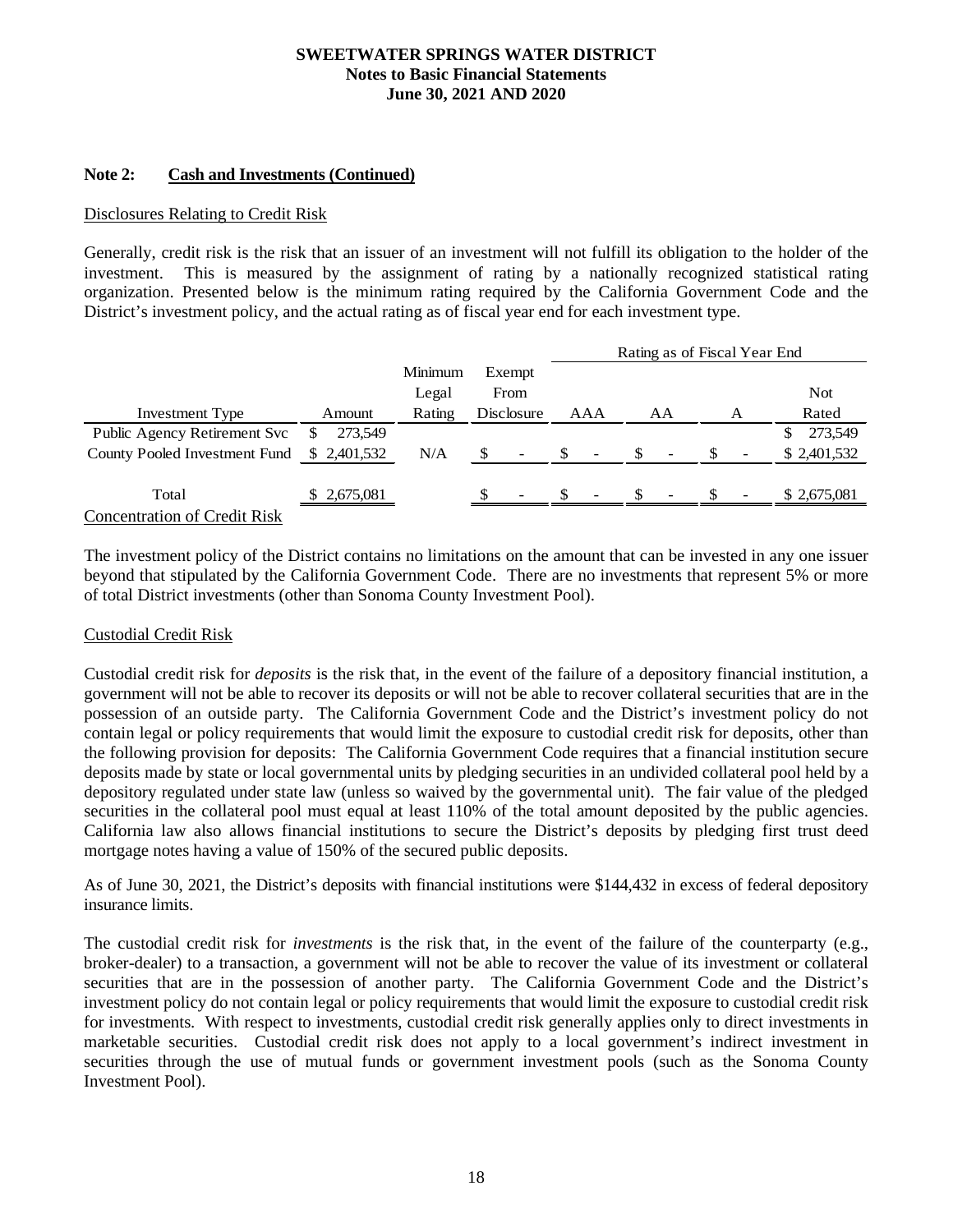**SWEETWATER SPRINGS WATER DISTRICT**
**Notes to Basic Financial Statements**
**June 30, 2021 AND 2020**

**Note 2: Cash and Investments (Continued)**

Disclosures Relating to Credit Risk

Generally, credit risk is the risk that an issuer of an investment will not fulfill its obligation to the holder of the investment. This is measured by the assignment of rating by a nationally recognized statistical rating organization. Presented below is the minimum rating required by the California Government Code and the District's investment policy, and the actual rating as of fiscal year end for each investment type.

| | | | | Rating as of Fiscal Year End | | | |
|---|---|---|---|---|---|---|---|
| Investment Type | Amount | Minimum Legal Rating | Exempt From Disclosure | AAA | AA | A | Not Rated |
| Public Agency Retirement Svc | $ 273,549 | | | | | | $ 273,549 |
| County Pooled Investment Fund | $ 2,401,532 | N/A | $ - | $ - | $ - | $ - | $ 2,401,532 |
| Total | $ 2,675,081 | | $ - | $ - | $ - | $ - | $ 2,675,081 |

Concentration of Credit Risk

The investment policy of the District contains no limitations on the amount that can be invested in any one issuer beyond that stipulated by the California Government Code. There are no investments that represent 5% or more of total District investments (other than Sonoma County Investment Pool).

Custodial Credit Risk

Custodial credit risk for *deposits* is the risk that, in the event of the failure of a depository financial institution, a government will not be able to recover its deposits or will not be able to recover collateral securities that are in the possession of an outside party. The California Government Code and the District's investment policy do not contain legal or policy requirements that would limit the exposure to custodial credit risk for deposits, other than the following provision for deposits: The California Government Code requires that a financial institution secure deposits made by state or local governmental units by pledging securities in an undivided collateral pool held by a depository regulated under state law (unless so waived by the governmental unit). The fair value of the pledged securities in the collateral pool must equal at least 110% of the total amount deposited by the public agencies. California law also allows financial institutions to secure the District's deposits by pledging first trust deed mortgage notes having a value of 150% of the secured public deposits.

As of June 30, 2021, the District's deposits with financial institutions were $144,432 in excess of federal depository insurance limits.

The custodial credit risk for *investments* is the risk that, in the event of the failure of the counterparty (e.g., broker-dealer) to a transaction, a government will not be able to recover the value of its investment or collateral securities that are in the possession of another party. The California Government Code and the District's investment policy do not contain legal or policy requirements that would limit the exposure to custodial credit risk for investments. With respect to investments, custodial credit risk generally applies only to direct investments in marketable securities. Custodial credit risk does not apply to a local government's indirect investment in securities through the use of mutual funds or government investment pools (such as the Sonoma County Investment Pool).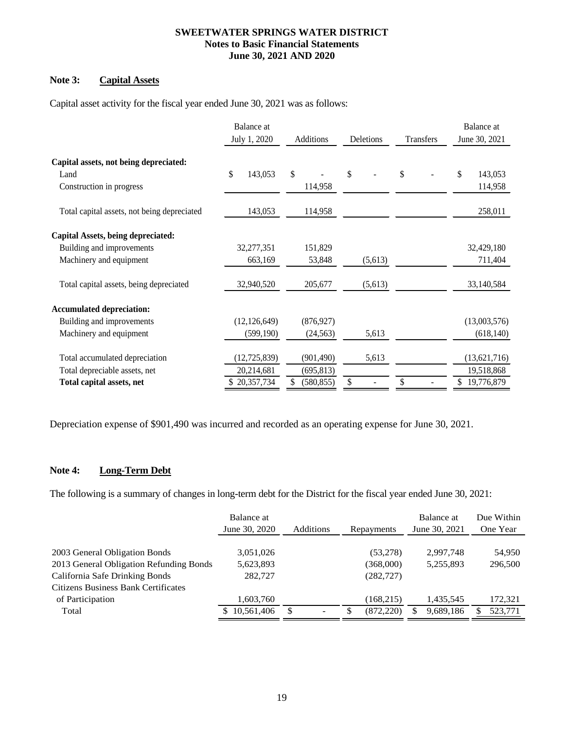**SWEETWATER SPRINGS WATER DISTRICT**
**Notes to Basic Financial Statements**
**June 30, 2021 AND 2020**

## Note 3: Capital Assets

Capital asset activity for the fiscal year ended June 30, 2021 was as follows:

| | Balance at July 1, 2020 | Additions | Deletions | Transfers | Balance at June 30, 2021 |
|---|---|---|---|---|---|
| **Capital assets, not being depreciated:** | | | | | |
| Land | $ 143,053 | $ - | $ - | $ - | $ 143,053 |
| Construction in progress | | 114,958 | | | 114,958 |
| Total capital assets, not being depreciated | 143,053 | 114,958 | | | 258,011 |
| **Capital Assets, being depreciated:** | | | | | |
| Building and improvements | 32,277,351 | 151,829 | | | 32,429,180 |
| Machinery and equipment | 663,169 | 53,848 | (5,613) | | 711,404 |
| Total capital assets, being depreciated | 32,940,520 | 205,677 | (5,613) | | 33,140,584 |
| **Accumulated depreciation:** | | | | | |
| Building and improvements | (12,126,649) | (876,927) | | | (13,003,576) |
| Machinery and equipment | (599,190) | (24,563) | 5,613 | | (618,140) |
| Total accumulated depreciation | (12,725,839) | (901,490) | 5,613 | | (13,621,716) |
| Total depreciable assets, net | 20,214,681 | (695,813) | | | 19,518,868 |
| **Total capital assets, net** | $ 20,357,734 | $ (580,855) | $ - | $ - | $ 19,776,879 |

Depreciation expense of $901,490 was incurred and recorded as an operating expense for June 30, 2021.

## Note 4: Long-Term Debt

The following is a summary of changes in long-term debt for the District for the fiscal year ended June 30, 2021:

| | Balance at June 30, 2020 | Additions | Repayments | Balance at June 30, 2021 | Due Within One Year |
|---|---|---|---|---|---|
| 2003 General Obligation Bonds | 3,051,026 | | (53,278) | 2,997,748 | 54,950 |
| 2013 General Obligation Refunding Bonds | 5,623,893 | | (368,000) | 5,255,893 | 296,500 |
| California Safe Drinking Bonds | 282,727 | | (282,727) | | |
| Citizens Business Bank Certificates of Participation | 1,603,760 | | (168,215) | 1,435,545 | 172,321 |
| Total | $ 10,561,406 | $ - | $ (872,220) | $ 9,689,186 | $ 523,771 |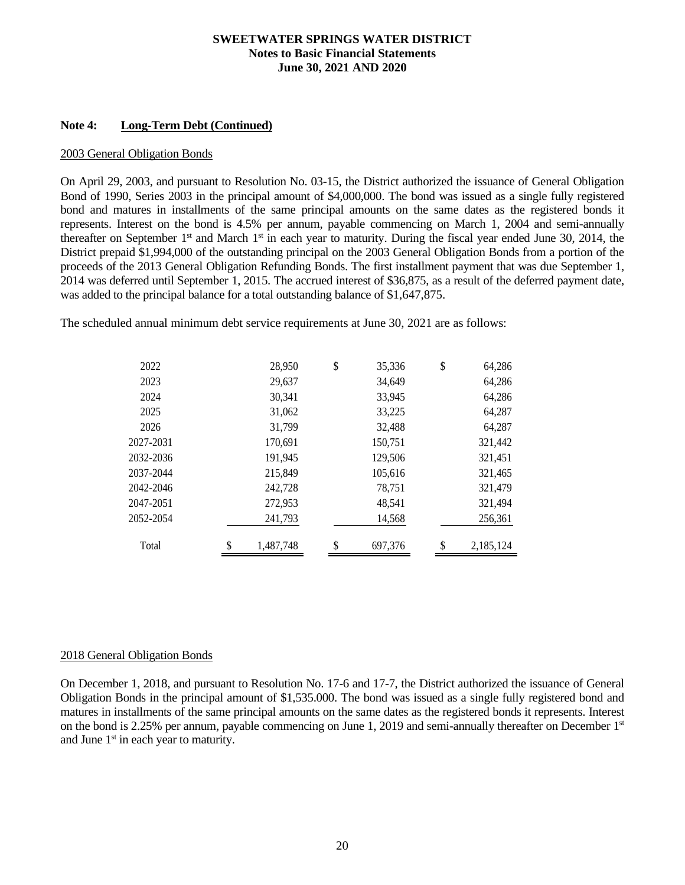**SWEETWATER SPRINGS WATER DISTRICT**
**Notes to Basic Financial Statements**
**June 30, 2021 AND 2020**

## Note 4: Long-Term Debt (Continued)

2003 General Obligation Bonds

On April 29, 2003, and pursuant to Resolution No. 03-15, the District authorized the issuance of General Obligation Bond of 1990, Series 2003 in the principal amount of $4,000,000. The bond was issued as a single fully registered bond and matures in installments of the same principal amounts on the same dates as the registered bonds it represents. Interest on the bond is 4.5% per annum, payable commencing on March 1, 2004 and semi-annually thereafter on September 1st and March 1st in each year to maturity. During the fiscal year ended June 30, 2014, the District prepaid $1,994,000 of the outstanding principal on the 2003 General Obligation Bonds from a portion of the proceeds of the 2013 General Obligation Refunding Bonds. The first installment payment that was due September 1, 2014 was deferred until September 1, 2015. The accrued interest of $36,875, as a result of the deferred payment date, was added to the principal balance for a total outstanding balance of $1,647,875.

The scheduled annual minimum debt service requirements at June 30, 2021 are as follows:

| | | | |
|---|---|---|---|
| 2022 | 28,950 | $ 35,336 | $ 64,286 |
| 2023 | 29,637 | 34,649 | 64,286 |
| 2024 | 30,341 | 33,945 | 64,286 |
| 2025 | 31,062 | 33,225 | 64,287 |
| 2026 | 31,799 | 32,488 | 64,287 |
| 2027-2031 | 170,691 | 150,751 | 321,442 |
| 2032-2036 | 191,945 | 129,506 | 321,451 |
| 2037-2044 | 215,849 | 105,616 | 321,465 |
| 2042-2046 | 242,728 | 78,751 | 321,479 |
| 2047-2051 | 272,953 | 48,541 | 321,494 |
| 2052-2054 | 241,793 | 14,568 | 256,361 |
| Total | $ 1,487,748 | $ 697,376 | $ 2,185,124 |

2018 General Obligation Bonds

On December 1, 2018, and pursuant to Resolution No. 17-6 and 17-7, the District authorized the issuance of General Obligation Bonds in the principal amount of $1,535.000. The bond was issued as a single fully registered bond and matures in installments of the same principal amounts on the same dates as the registered bonds it represents. Interest on the bond is 2.25% per annum, payable commencing on June 1, 2019 and semi-annually thereafter on December 1st and June 1st in each year to maturity.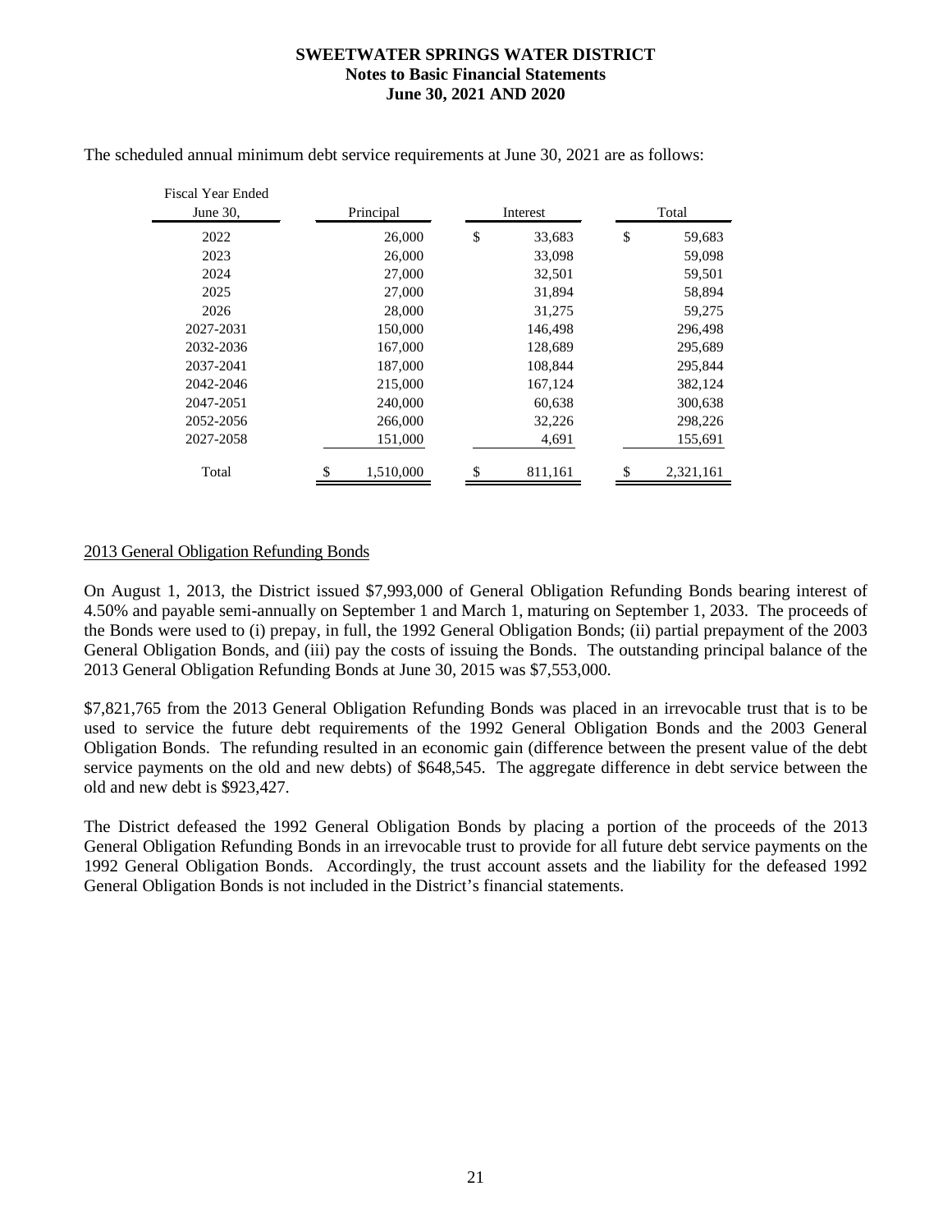The scheduled annual minimum debt service requirements at June 30, 2021 are as follows:

| Fiscal Year Ended June 30, | Principal | Interest | Total |
|---|---|---|---|
| 2022 | 26,000 | $ 33,683 | $ 59,683 |
| 2023 | 26,000 | 33,098 | 59,098 |
| 2024 | 27,000 | 32,501 | 59,501 |
| 2025 | 27,000 | 31,894 | 58,894 |
| 2026 | 28,000 | 31,275 | 59,275 |
| 2027-2031 | 150,000 | 146,498 | 296,498 |
| 2032-2036 | 167,000 | 128,689 | 295,689 |
| 2037-2041 | 187,000 | 108,844 | 295,844 |
| 2042-2046 | 215,000 | 167,124 | 382,124 |
| 2047-2051 | 240,000 | 60,638 | 300,638 |
| 2052-2056 | 266,000 | 32,226 | 298,226 |
| 2027-2058 | 151,000 | 4,691 | 155,691 |
| Total | $ 1,510,000 | $ 811,161 | $ 2,321,161 |

<u>2013 General Obligation Refunding Bonds</u>

On August 1, 2013, the District issued $7,993,000 of General Obligation Refunding Bonds bearing interest of 4.50% and payable semi-annually on September 1 and March 1, maturing on September 1, 2033. The proceeds of the Bonds were used to (i) prepay, in full, the 1992 General Obligation Bonds; (ii) partial prepayment of the 2003 General Obligation Bonds, and (iii) pay the costs of issuing the Bonds. The outstanding principal balance of the 2013 General Obligation Refunding Bonds at June 30, 2015 was $7,553,000.

$7,821,765 from the 2013 General Obligation Refunding Bonds was placed in an irrevocable trust that is to be used to service the future debt requirements of the 1992 General Obligation Bonds and the 2003 General Obligation Bonds. The refunding resulted in an economic gain (difference between the present value of the debt service payments on the old and new debts) of $648,545. The aggregate difference in debt service between the old and new debt is $923,427.

The District defeased the 1992 General Obligation Bonds by placing a portion of the proceeds of the 2013 General Obligation Refunding Bonds in an irrevocable trust to provide for all future debt service payments on the 1992 General Obligation Bonds. Accordingly, the trust account assets and the liability for the defeased 1992 General Obligation Bonds is not included in the District's financial statements.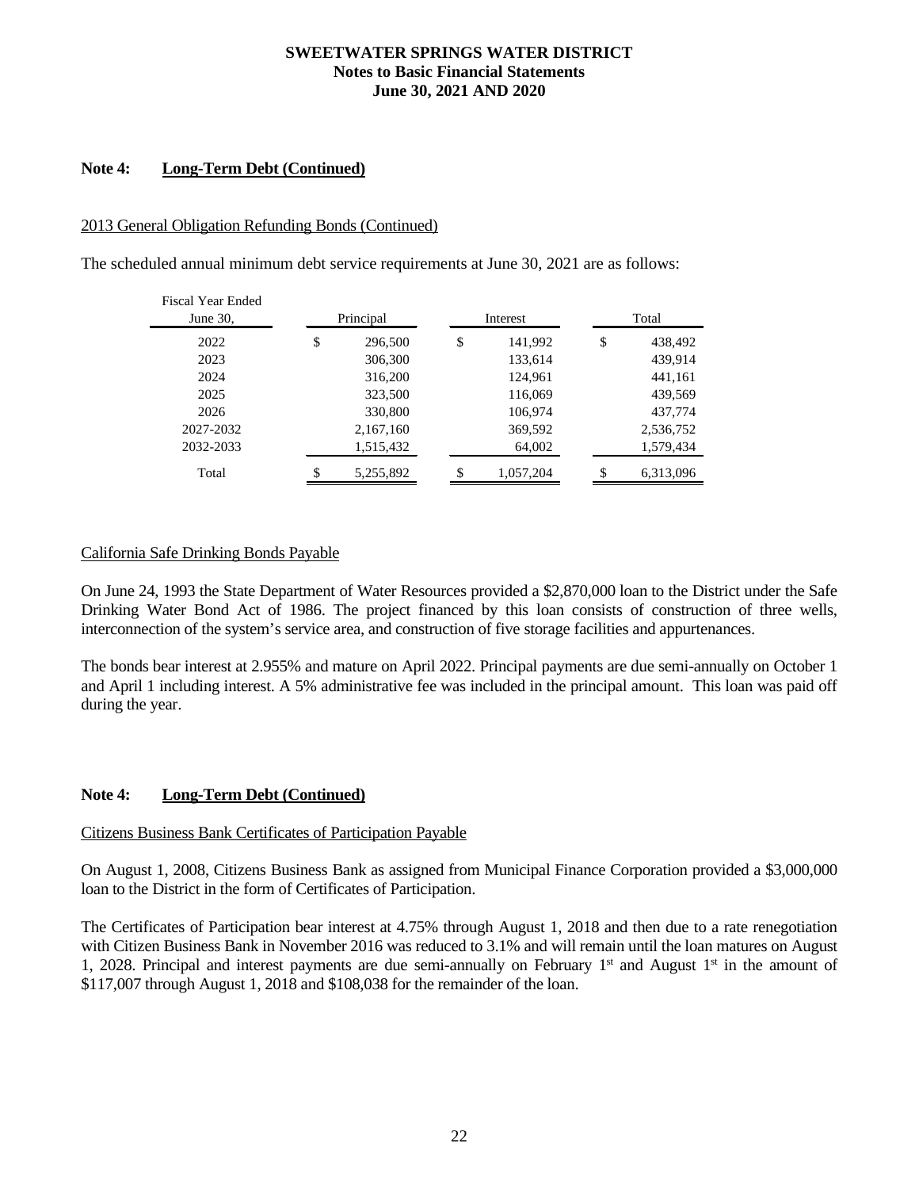**SWEETWATER SPRINGS WATER DISTRICT**
**Notes to Basic Financial Statements**
**June 30, 2021 AND 2020**

## Note 4: Long-Term Debt (Continued)

2013 General Obligation Refunding Bonds (Continued)

The scheduled annual minimum debt service requirements at June 30, 2021 are as follows:

| Fiscal Year Ended June 30, | Principal | Interest | Total |
|---|---|---|---|
| 2022 | $ 296,500 | $ 141,992 | $ 438,492 |
| 2023 | 306,300 | 133,614 | 439,914 |
| 2024 | 316,200 | 124,961 | 441,161 |
| 2025 | 323,500 | 116,069 | 439,569 |
| 2026 | 330,800 | 106,974 | 437,774 |
| 2027-2032 | 2,167,160 | 369,592 | 2,536,752 |
| 2032-2033 | 1,515,432 | 64,002 | 1,579,434 |
| Total | $ 5,255,892 | $ 1,057,204 | $ 6,313,096 |

California Safe Drinking Bonds Payable

On June 24, 1993 the State Department of Water Resources provided a $2,870,000 loan to the District under the Safe Drinking Water Bond Act of 1986. The project financed by this loan consists of construction of three wells, interconnection of the system's service area, and construction of five storage facilities and appurtenances.

The bonds bear interest at 2.955% and mature on April 2022. Principal payments are due semi-annually on October 1 and April 1 including interest. A 5% administrative fee was included in the principal amount. This loan was paid off during the year.

## Note 4: Long-Term Debt (Continued)

Citizens Business Bank Certificates of Participation Payable

On August 1, 2008, Citizens Business Bank as assigned from Municipal Finance Corporation provided a $3,000,000 loan to the District in the form of Certificates of Participation.

The Certificates of Participation bear interest at 4.75% through August 1, 2018 and then due to a rate renegotiation with Citizen Business Bank in November 2016 was reduced to 3.1% and will remain until the loan matures on August 1, 2028. Principal and interest payments are due semi-annually on February 1st and August 1st in the amount of $117,007 through August 1, 2018 and $108,038 for the remainder of the loan.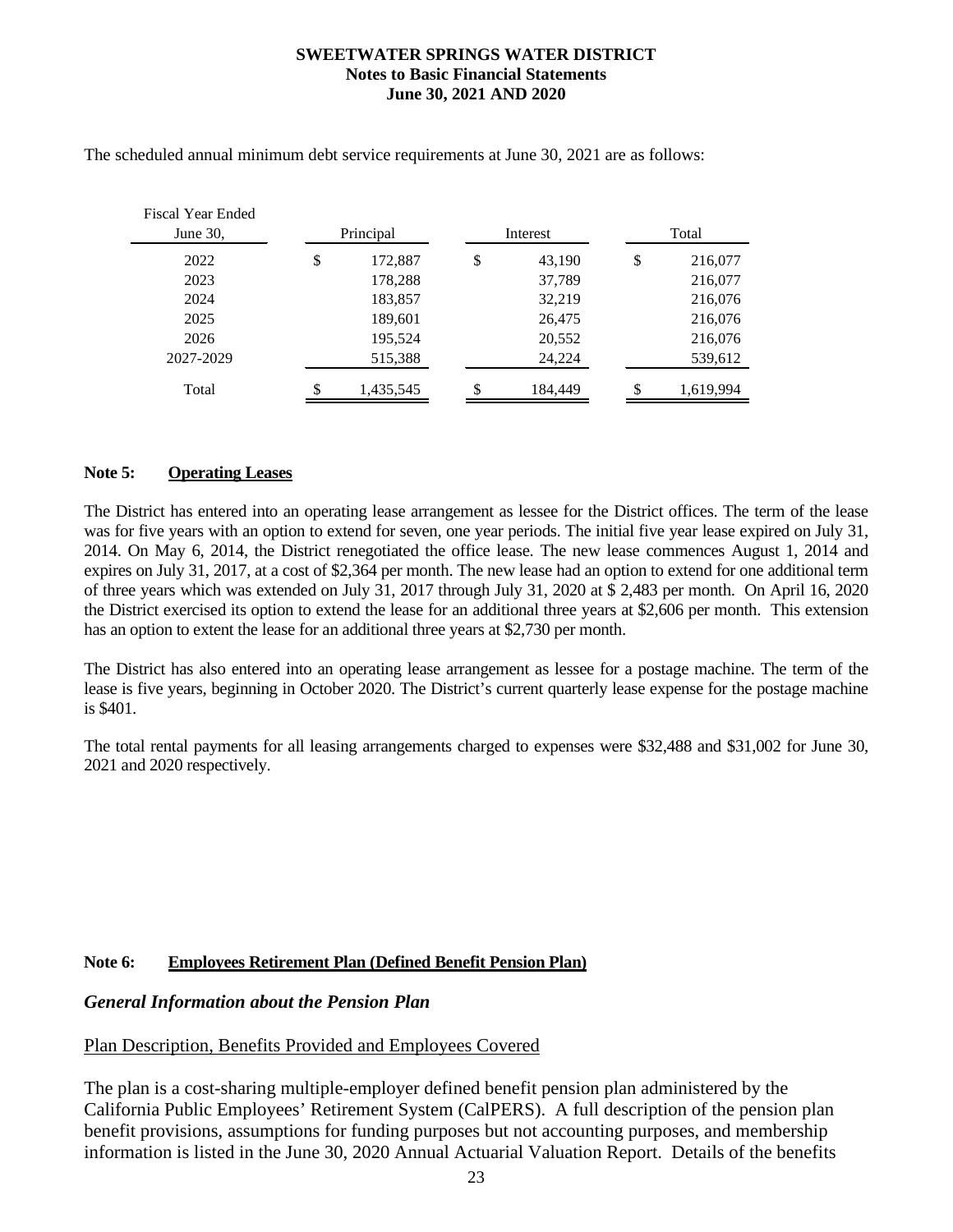The scheduled annual minimum debt service requirements at June 30, 2021 are as follows:

| Fiscal Year Ended June 30, | Principal | Interest | Total |
|---|---|---|---|
| 2022 | $ 172,887 | $ 43,190 | $ 216,077 |
| 2023 | 178,288 | 37,789 | 216,077 |
| 2024 | 183,857 | 32,219 | 216,076 |
| 2025 | 189,601 | 26,475 | 216,076 |
| 2026 | 195,524 | 20,552 | 216,076 |
| 2027-2029 | 515,388 | 24,224 | 539,612 |
| Total | $ 1,435,545 | $ 184,449 | $ 1,619,994 |

**Note 5: Operating Leases**

The District has entered into an operating lease arrangement as lessee for the District offices. The term of the lease was for five years with an option to extend for seven, one year periods. The initial five year lease expired on July 31, 2014. On May 6, 2014, the District renegotiated the office lease. The new lease commences August 1, 2014 and expires on July 31, 2017, at a cost of $2,364 per month. The new lease had an option to extend for one additional term of three years which was extended on July 31, 2017 through July 31, 2020 at $ 2,483 per month. On April 16, 2020 the District exercised its option to extend the lease for an additional three years at $2,606 per month. This extension has an option to extent the lease for an additional three years at $2,730 per month.

The District has also entered into an operating lease arrangement as lessee for a postage machine. The term of the lease is five years, beginning in October 2020. The District's current quarterly lease expense for the postage machine is $401.

The total rental payments for all leasing arrangements charged to expenses were $32,488 and $31,002 for June 30, 2021 and 2020 respectively.

**Note 6: Employees Retirement Plan (Defined Benefit Pension Plan)**

***General Information about the Pension Plan***

Plan Description, Benefits Provided and Employees Covered

The plan is a cost-sharing multiple-employer defined benefit pension plan administered by the California Public Employees' Retirement System (CalPERS). A full description of the pension plan benefit provisions, assumptions for funding purposes but not accounting purposes, and membership information is listed in the June 30, 2020 Annual Actuarial Valuation Report. Details of the benefits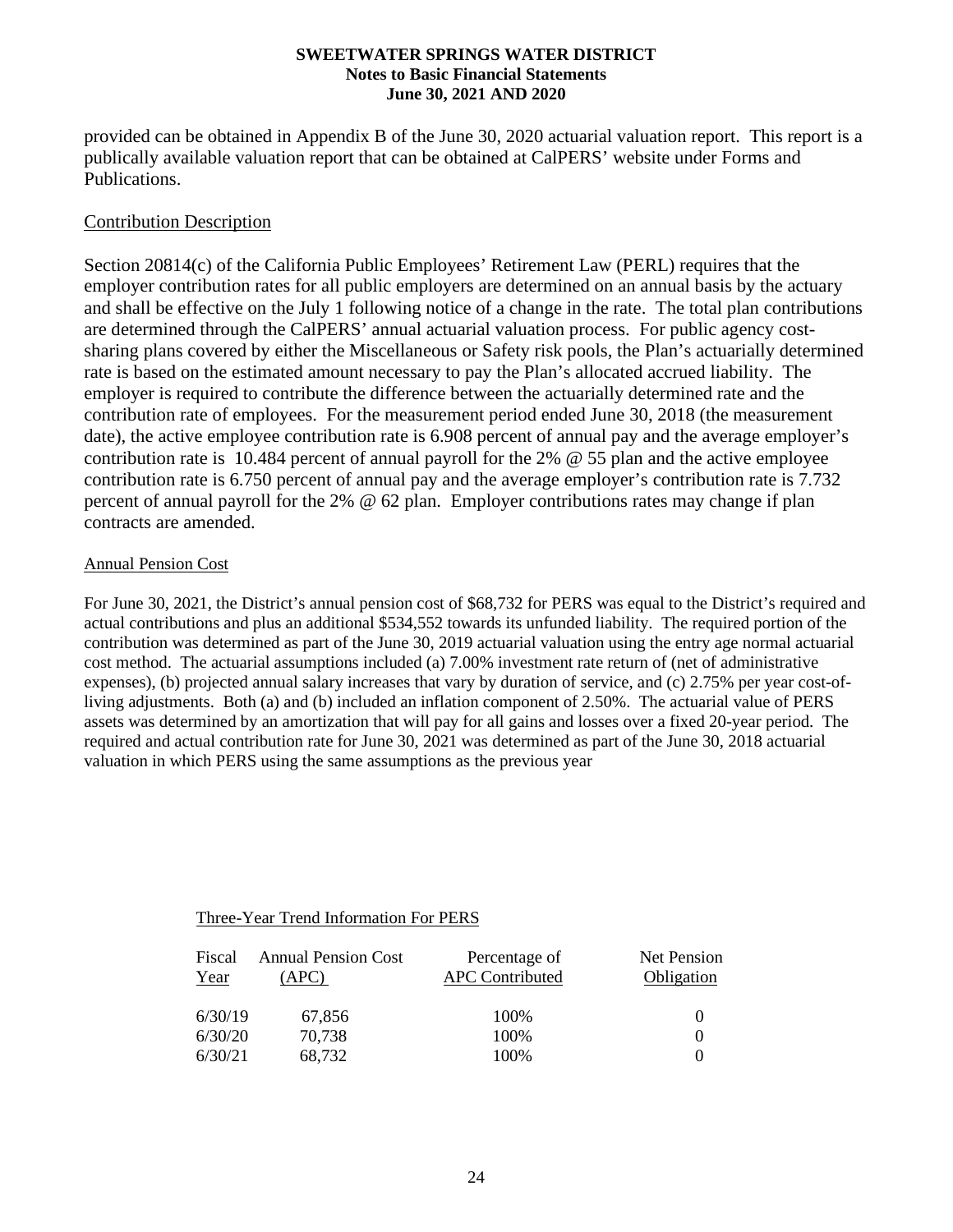provided can be obtained in Appendix B of the June 30, 2020 actuarial valuation report. This report is a publically available valuation report that can be obtained at CalPERS' website under Forms and Publications.

## Contribution Description

Section 20814(c) of the California Public Employees' Retirement Law (PERL) requires that the employer contribution rates for all public employers are determined on an annual basis by the actuary and shall be effective on the July 1 following notice of a change in the rate. The total plan contributions are determined through the CalPERS' annual actuarial valuation process. For public agency cost-sharing plans covered by either the Miscellaneous or Safety risk pools, the Plan's actuarially determined rate is based on the estimated amount necessary to pay the Plan's allocated accrued liability. The employer is required to contribute the difference between the actuarially determined rate and the contribution rate of employees. For the measurement period ended June 30, 2018 (the measurement date), the active employee contribution rate is 6.908 percent of annual pay and the average employer's contribution rate is 10.484 percent of annual payroll for the 2% @ 55 plan and the active employee contribution rate is 6.750 percent of annual pay and the average employer's contribution rate is 7.732 percent of annual payroll for the 2% @ 62 plan. Employer contributions rates may change if plan contracts are amended.

## Annual Pension Cost

For June 30, 2021, the District's annual pension cost of $68,732 for PERS was equal to the District's required and actual contributions and plus an additional $534,552 towards its unfunded liability. The required portion of the contribution was determined as part of the June 30, 2019 actuarial valuation using the entry age normal actuarial cost method. The actuarial assumptions included (a) 7.00% investment rate return of (net of administrative expenses), (b) projected annual salary increases that vary by duration of service, and (c) 2.75% per year cost-of-living adjustments. Both (a) and (b) included an inflation component of 2.50%. The actuarial value of PERS assets was determined by an amortization that will pay for all gains and losses over a fixed 20-year period. The required and actual contribution rate for June 30, 2021 was determined as part of the June 30, 2018 actuarial valuation in which PERS using the same assumptions as the previous year

Three-Year Trend Information For PERS

| Fiscal Year | Annual Pension Cost (APC) | Percentage of APC Contributed | Net Pension Obligation |
|---|---|---|---|
| 6/30/19 | 67,856 | 100% | 0 |
| 6/30/20 | 70,738 | 100% | 0 |
| 6/30/21 | 68,732 | 100% | 0 |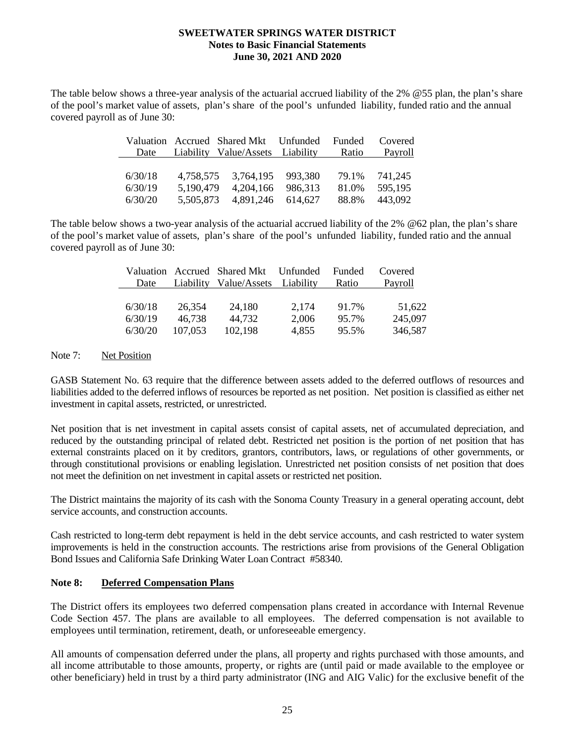The table below shows a three-year analysis of the actuarial accrued liability of the 2% @55 plan, the plan's share of the pool's market value of assets, plan's share of the pool's unfunded liability, funded ratio and the annual covered payroll as of June 30:

| Valuation Date | Accrued Liability | Shared Mkt Value/Assets | Unfunded Liability | Funded Ratio | Covered Payroll |
|---|---|---|---|---|---|
| 6/30/18 | 4,758,575 | 3,764,195 | 993,380 | 79.1% | 741,245 |
| 6/30/19 | 5,190,479 | 4,204,166 | 986,313 | 81.0% | 595,195 |
| 6/30/20 | 5,505,873 | 4,891,246 | 614,627 | 88.8% | 443,092 |

The table below shows a two-year analysis of the actuarial accrued liability of the 2% @62 plan, the plan's share of the pool's market value of assets, plan's share of the pool's unfunded liability, funded ratio and the annual covered payroll as of June 30:

| Valuation Date | Accrued Liability | Shared Mkt Value/Assets | Unfunded Liability | Funded Ratio | Covered Payroll |
|---|---|---|---|---|---|
| 6/30/18 | 26,354 | 24,180 | 2,174 | 91.7% | 51,622 |
| 6/30/19 | 46,738 | 44,732 | 2,006 | 95.7% | 245,097 |
| 6/30/20 | 107,053 | 102,198 | 4,855 | 95.5% | 346,587 |

Note 7: Net Position

GASB Statement No. 63 require that the difference between assets added to the deferred outflows of resources and liabilities added to the deferred inflows of resources be reported as net position. Net position is classified as either net investment in capital assets, restricted, or unrestricted.

Net position that is net investment in capital assets consist of capital assets, net of accumulated depreciation, and reduced by the outstanding principal of related debt. Restricted net position is the portion of net position that has external constraints placed on it by creditors, grantors, contributors, laws, or regulations of other governments, or through constitutional provisions or enabling legislation. Unrestricted net position consists of net position that does not meet the definition on net investment in capital assets or restricted net position.

The District maintains the majority of its cash with the Sonoma County Treasury in a general operating account, debt service accounts, and construction accounts.

Cash restricted to long-term debt repayment is held in the debt service accounts, and cash restricted to water system improvements is held in the construction accounts. The restrictions arise from provisions of the General Obligation Bond Issues and California Safe Drinking Water Loan Contract #58340.

## Note 8: Deferred Compensation Plans

The District offers its employees two deferred compensation plans created in accordance with Internal Revenue Code Section 457. The plans are available to all employees. The deferred compensation is not available to employees until termination, retirement, death, or unforeseeable emergency.

All amounts of compensation deferred under the plans, all property and rights purchased with those amounts, and all income attributable to those amounts, property, or rights are (until paid or made available to the employee or other beneficiary) held in trust by a third party administrator (ING and AIG Valic) for the exclusive benefit of the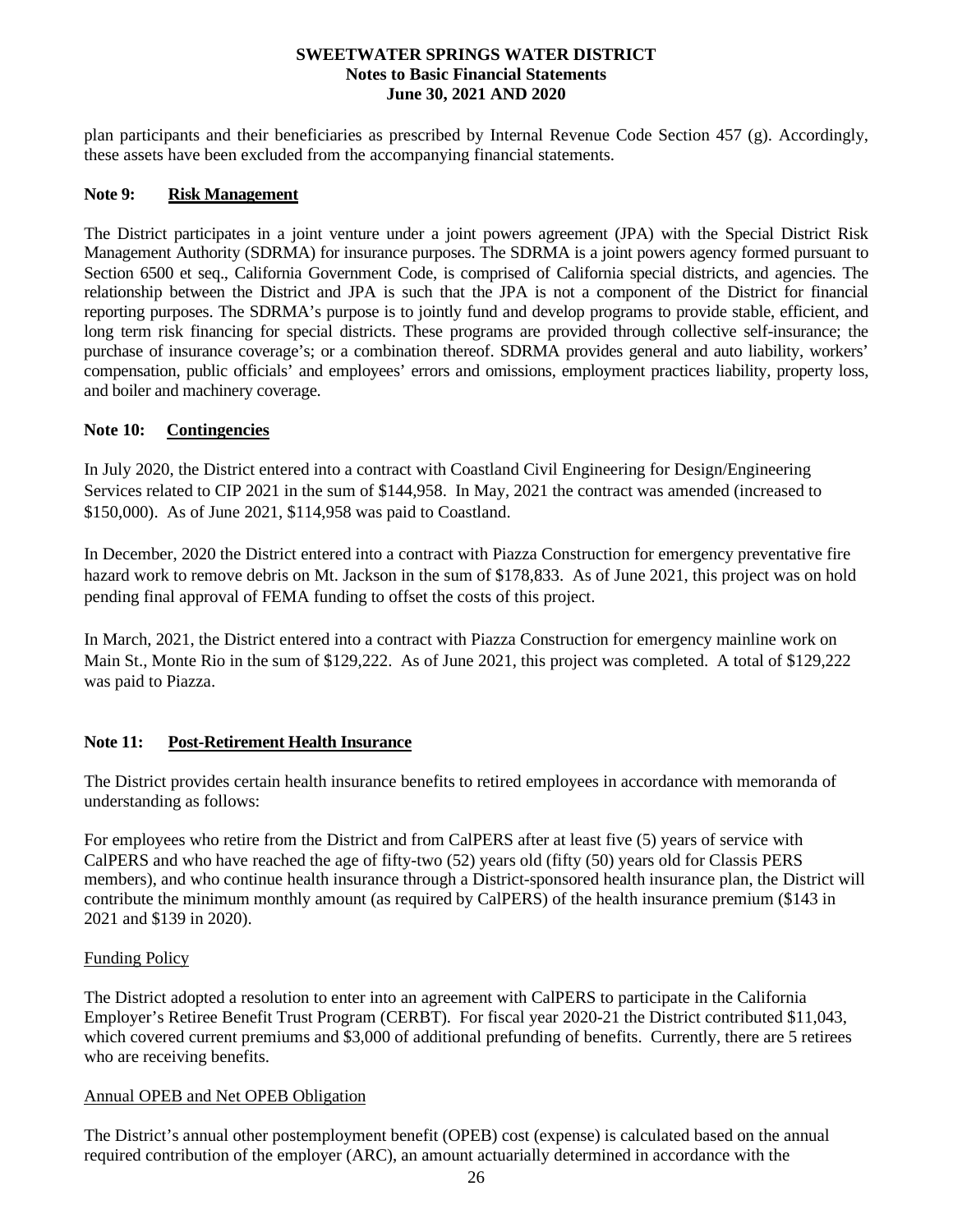plan participants and their beneficiaries as prescribed by Internal Revenue Code Section 457 (g). Accordingly, these assets have been excluded from the accompanying financial statements.

## Note 9: Risk Management

The District participates in a joint venture under a joint powers agreement (JPA) with the Special District Risk Management Authority (SDRMA) for insurance purposes. The SDRMA is a joint powers agency formed pursuant to Section 6500 et seq., California Government Code, is comprised of California special districts, and agencies. The relationship between the District and JPA is such that the JPA is not a component of the District for financial reporting purposes. The SDRMA's purpose is to jointly fund and develop programs to provide stable, efficient, and long term risk financing for special districts. These programs are provided through collective self-insurance; the purchase of insurance coverage's; or a combination thereof. SDRMA provides general and auto liability, workers' compensation, public officials' and employees' errors and omissions, employment practices liability, property loss, and boiler and machinery coverage.

## Note 10: Contingencies

In July 2020, the District entered into a contract with Coastland Civil Engineering for Design/Engineering Services related to CIP 2021 in the sum of $144,958. In May, 2021 the contract was amended (increased to $150,000). As of June 2021, $114,958 was paid to Coastland.

In December, 2020 the District entered into a contract with Piazza Construction for emergency preventative fire hazard work to remove debris on Mt. Jackson in the sum of $178,833. As of June 2021, this project was on hold pending final approval of FEMA funding to offset the costs of this project.

In March, 2021, the District entered into a contract with Piazza Construction for emergency mainline work on Main St., Monte Rio in the sum of $129,222. As of June 2021, this project was completed. A total of $129,222 was paid to Piazza.

## Note 11: Post-Retirement Health Insurance

The District provides certain health insurance benefits to retired employees in accordance with memoranda of understanding as follows:

For employees who retire from the District and from CalPERS after at least five (5) years of service with CalPERS and who have reached the age of fifty-two (52) years old (fifty (50) years old for Classis PERS members), and who continue health insurance through a District-sponsored health insurance plan, the District will contribute the minimum monthly amount (as required by CalPERS) of the health insurance premium ($143 in 2021 and $139 in 2020).

### Funding Policy

The District adopted a resolution to enter into an agreement with CalPERS to participate in the California Employer's Retiree Benefit Trust Program (CERBT). For fiscal year 2020-21 the District contributed $11,043, which covered current premiums and $3,000 of additional prefunding of benefits. Currently, there are 5 retirees who are receiving benefits.

### Annual OPEB and Net OPEB Obligation

The District's annual other postemployment benefit (OPEB) cost (expense) is calculated based on the annual required contribution of the employer (ARC), an amount actuarially determined in accordance with the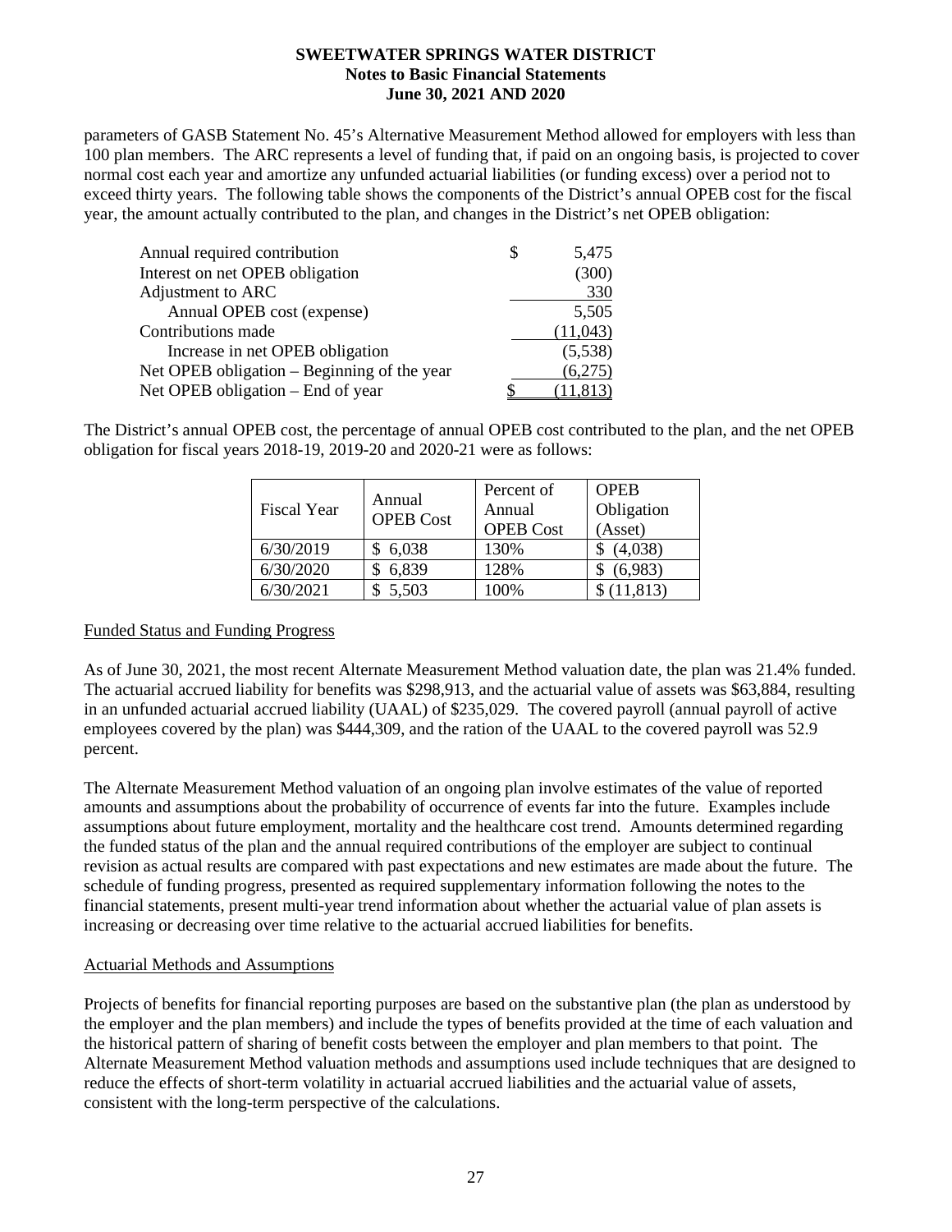parameters of GASB Statement No. 45's Alternative Measurement Method allowed for employers with less than 100 plan members. The ARC represents a level of funding that, if paid on an ongoing basis, is projected to cover normal cost each year and amortize any unfunded actuarial liabilities (or funding excess) over a period not to exceed thirty years. The following table shows the components of the District's annual OPEB cost for the fiscal year, the amount actually contributed to the plan, and changes in the District's net OPEB obligation:

| | |
|---|---|
| Annual required contribution | $ 5,475 |
| Interest on net OPEB obligation | (300) |
| Adjustment to ARC | 330 |
| Annual OPEB cost (expense) | 5,505 |
| Contributions made | (11,043) |
| Increase in net OPEB obligation | (5,538) |
| Net OPEB obligation – Beginning of the year | (6,275) |
| Net OPEB obligation – End of year | $ (11,813) |

The District's annual OPEB cost, the percentage of annual OPEB cost contributed to the plan, and the net OPEB obligation for fiscal years 2018-19, 2019-20 and 2020-21 were as follows:

| Fiscal Year | Annual OPEB Cost | Percent of Annual OPEB Cost | OPEB Obligation (Asset) |
|---|---|---|---|
| 6/30/2019 | $ 6,038 | 130% | $ (4,038) |
| 6/30/2020 | $ 6,839 | 128% | $ (6,983) |
| 6/30/2021 | $ 5,503 | 100% | $ (11,813) |

Funded Status and Funding Progress

As of June 30, 2021, the most recent Alternate Measurement Method valuation date, the plan was 21.4% funded. The actuarial accrued liability for benefits was $298,913, and the actuarial value of assets was $63,884, resulting in an unfunded actuarial accrued liability (UAAL) of $235,029. The covered payroll (annual payroll of active employees covered by the plan) was $444,309, and the ration of the UAAL to the covered payroll was 52.9 percent.

The Alternate Measurement Method valuation of an ongoing plan involve estimates of the value of reported amounts and assumptions about the probability of occurrence of events far into the future. Examples include assumptions about future employment, mortality and the healthcare cost trend. Amounts determined regarding the funded status of the plan and the annual required contributions of the employer are subject to continual revision as actual results are compared with past expectations and new estimates are made about the future. The schedule of funding progress, presented as required supplementary information following the notes to the financial statements, present multi-year trend information about whether the actuarial value of plan assets is increasing or decreasing over time relative to the actuarial accrued liabilities for benefits.

Actuarial Methods and Assumptions

Projects of benefits for financial reporting purposes are based on the substantive plan (the plan as understood by the employer and the plan members) and include the types of benefits provided at the time of each valuation and the historical pattern of sharing of benefit costs between the employer and plan members to that point. The Alternate Measurement Method valuation methods and assumptions used include techniques that are designed to reduce the effects of short-term volatility in actuarial accrued liabilities and the actuarial value of assets, consistent with the long-term perspective of the calculations.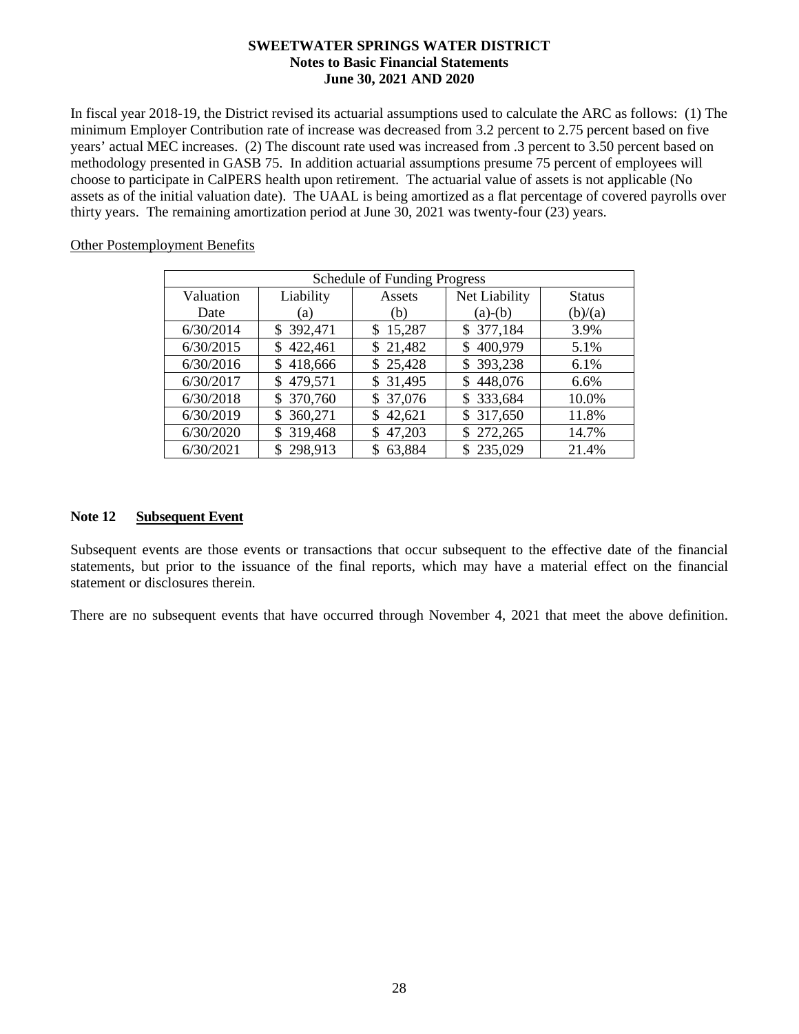In fiscal year 2018-19, the District revised its actuarial assumptions used to calculate the ARC as follows: (1) The minimum Employer Contribution rate of increase was decreased from 3.2 percent to 2.75 percent based on five years' actual MEC increases. (2) The discount rate used was increased from .3 percent to 3.50 percent based on methodology presented in GASB 75. In addition actuarial assumptions presume 75 percent of employees will choose to participate in CalPERS health upon retirement. The actuarial value of assets is not applicable (No assets as of the initial valuation date). The UAAL is being amortized as a flat percentage of covered payrolls over thirty years. The remaining amortization period at June 30, 2021 was twenty-four (23) years.

Other Postemployment Benefits

| Schedule of Funding Progress | | | | |
|---|---|---|---|---|
| Valuation Date | Liability (a) | Assets (b) | Net Liability (a)-(b) | Status (b)/(a) |
| 6/30/2014 | $ 392,471 | $ 15,287 | $ 377,184 | 3.9% |
| 6/30/2015 | $ 422,461 | $ 21,482 | $ 400,979 | 5.1% |
| 6/30/2016 | $ 418,666 | $ 25,428 | $ 393,238 | 6.1% |
| 6/30/2017 | $ 479,571 | $ 31,495 | $ 448,076 | 6.6% |
| 6/30/2018 | $ 370,760 | $ 37,076 | $ 333,684 | 10.0% |
| 6/30/2019 | $ 360,271 | $ 42,621 | $ 317,650 | 11.8% |
| 6/30/2020 | $ 319,468 | $ 47,203 | $ 272,265 | 14.7% |
| 6/30/2021 | $ 298,913 | $ 63,884 | $ 235,029 | 21.4% |

## Note 12 Subsequent Event

Subsequent events are those events or transactions that occur subsequent to the effective date of the financial statements, but prior to the issuance of the final reports, which may have a material effect on the financial statement or disclosures therein.

There are no subsequent events that have occurred through November 4, 2021 that meet the above definition.